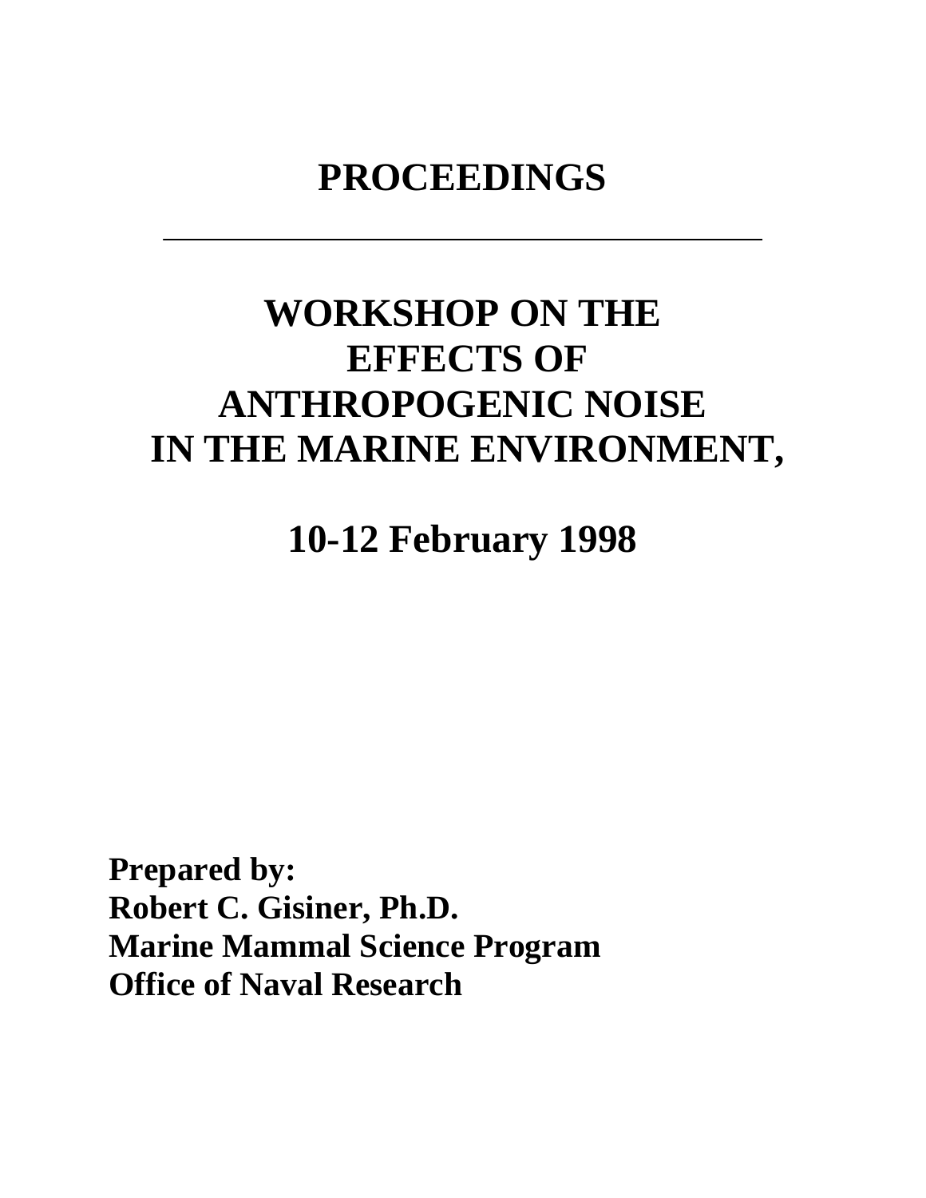# PROCEEDINGS

---

# WORKSHOP ON THE EFFECTS OF ANTHROPOGENIC NOISE IN THE MARINE ENVIRONMENT,

## 10-12 February 1998

**Prepared by:**
**Robert C. Gisiner, Ph.D.**
**Marine Mammal Science Program**
**Office of Naval Research**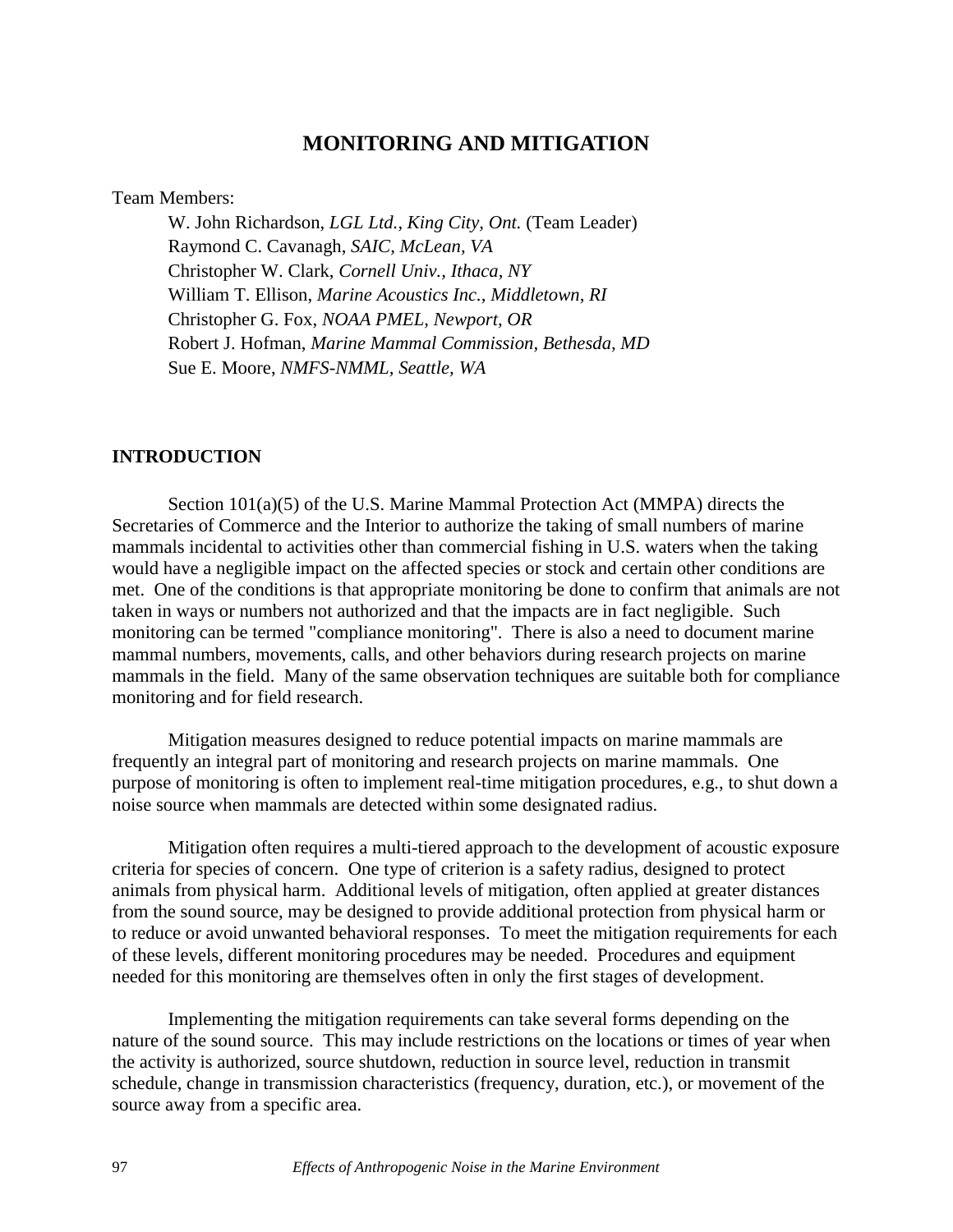# MONITORING AND MITIGATION

Team Members:

W. John Richardson, *LGL Ltd., King City, Ont.* (Team Leader)
Raymond C. Cavanagh, *SAIC, McLean, VA*
Christopher W. Clark, *Cornell Univ., Ithaca, NY*
William T. Ellison, *Marine Acoustics Inc., Middletown, RI*
Christopher G. Fox, *NOAA PMEL, Newport, OR*
Robert J. Hofman, *Marine Mammal Commission, Bethesda, MD*
Sue E. Moore, *NMFS-NMML, Seattle, WA*

## INTRODUCTION

Section 101(a)(5) of the U.S. Marine Mammal Protection Act (MMPA) directs the Secretaries of Commerce and the Interior to authorize the taking of small numbers of marine mammals incidental to activities other than commercial fishing in U.S. waters when the taking would have a negligible impact on the affected species or stock and certain other conditions are met. One of the conditions is that appropriate monitoring be done to confirm that animals are not taken in ways or numbers not authorized and that the impacts are in fact negligible. Such monitoring can be termed "compliance monitoring". There is also a need to document marine mammal numbers, movements, calls, and other behaviors during research projects on marine mammals in the field. Many of the same observation techniques are suitable both for compliance monitoring and for field research.

Mitigation measures designed to reduce potential impacts on marine mammals are frequently an integral part of monitoring and research projects on marine mammals. One purpose of monitoring is often to implement real-time mitigation procedures, e.g., to shut down a noise source when mammals are detected within some designated radius.

Mitigation often requires a multi-tiered approach to the development of acoustic exposure criteria for species of concern. One type of criterion is a safety radius, designed to protect animals from physical harm. Additional levels of mitigation, often applied at greater distances from the sound source, may be designed to provide additional protection from physical harm or to reduce or avoid unwanted behavioral responses. To meet the mitigation requirements for each of these levels, different monitoring procedures may be needed. Procedures and equipment needed for this monitoring are themselves often in only the first stages of development.

Implementing the mitigation requirements can take several forms depending on the nature of the sound source. This may include restrictions on the locations or times of year when the activity is authorized, source shutdown, reduction in source level, reduction in transmit schedule, change in transmission characteristics (frequency, duration, etc.), or movement of the source away from a specific area.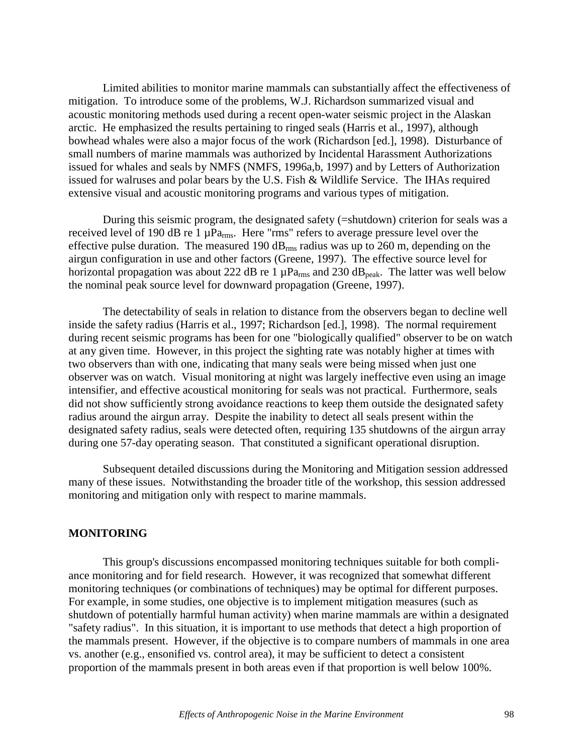Limited abilities to monitor marine mammals can substantially affect the effectiveness of mitigation. To introduce some of the problems, W.J. Richardson summarized visual and acoustic monitoring methods used during a recent open-water seismic project in the Alaskan arctic. He emphasized the results pertaining to ringed seals (Harris et al., 1997), although bowhead whales were also a major focus of the work (Richardson [ed.], 1998). Disturbance of small numbers of marine mammals was authorized by Incidental Harassment Authorizations issued for whales and seals by NMFS (NMFS, 1996a,b, 1997) and by Letters of Authorization issued for walruses and polar bears by the U.S. Fish & Wildlife Service. The IHAs required extensive visual and acoustic monitoring programs and various types of mitigation.

During this seismic program, the designated safety (=shutdown) criterion for seals was a received level of 190 dB re 1 $\mu Pa_{rms}$. Here "rms" refers to average pressure level over the effective pulse duration. The measured 190 $dB_{rms}$ radius was up to 260 m, depending on the airgun configuration in use and other factors (Greene, 1997). The effective source level for horizontal propagation was about 222 dB re 1 $\mu Pa_{rms}$ and 230 $dB_{peak}$. The latter was well below the nominal peak source level for downward propagation (Greene, 1997).

The detectability of seals in relation to distance from the observers began to decline well inside the safety radius (Harris et al., 1997; Richardson [ed.], 1998). The normal requirement during recent seismic programs has been for one "biologically qualified" observer to be on watch at any given time. However, in this project the sighting rate was notably higher at times with two observers than with one, indicating that many seals were being missed when just one observer was on watch. Visual monitoring at night was largely ineffective even using an image intensifier, and effective acoustical monitoring for seals was not practical. Furthermore, seals did not show sufficiently strong avoidance reactions to keep them outside the designated safety radius around the airgun array. Despite the inability to detect all seals present within the designated safety radius, seals were detected often, requiring 135 shutdowns of the airgun array during one 57-day operating season. That constituted a significant operational disruption.

Subsequent detailed discussions during the Monitoring and Mitigation session addressed many of these issues. Notwithstanding the broader title of the workshop, this session addressed monitoring and mitigation only with respect to marine mammals.

## MONITORING

This group's discussions encompassed monitoring techniques suitable for both compliance monitoring and for field research. However, it was recognized that somewhat different monitoring techniques (or combinations of techniques) may be optimal for different purposes. For example, in some studies, one objective is to implement mitigation measures (such as shutdown of potentially harmful human activity) when marine mammals are within a designated "safety radius". In this situation, it is important to use methods that detect a high proportion of the mammals present. However, if the objective is to compare numbers of mammals in one area vs. another (e.g., ensonified vs. control area), it may be sufficient to detect a consistent proportion of the mammals present in both areas even if that proportion is well below 100%.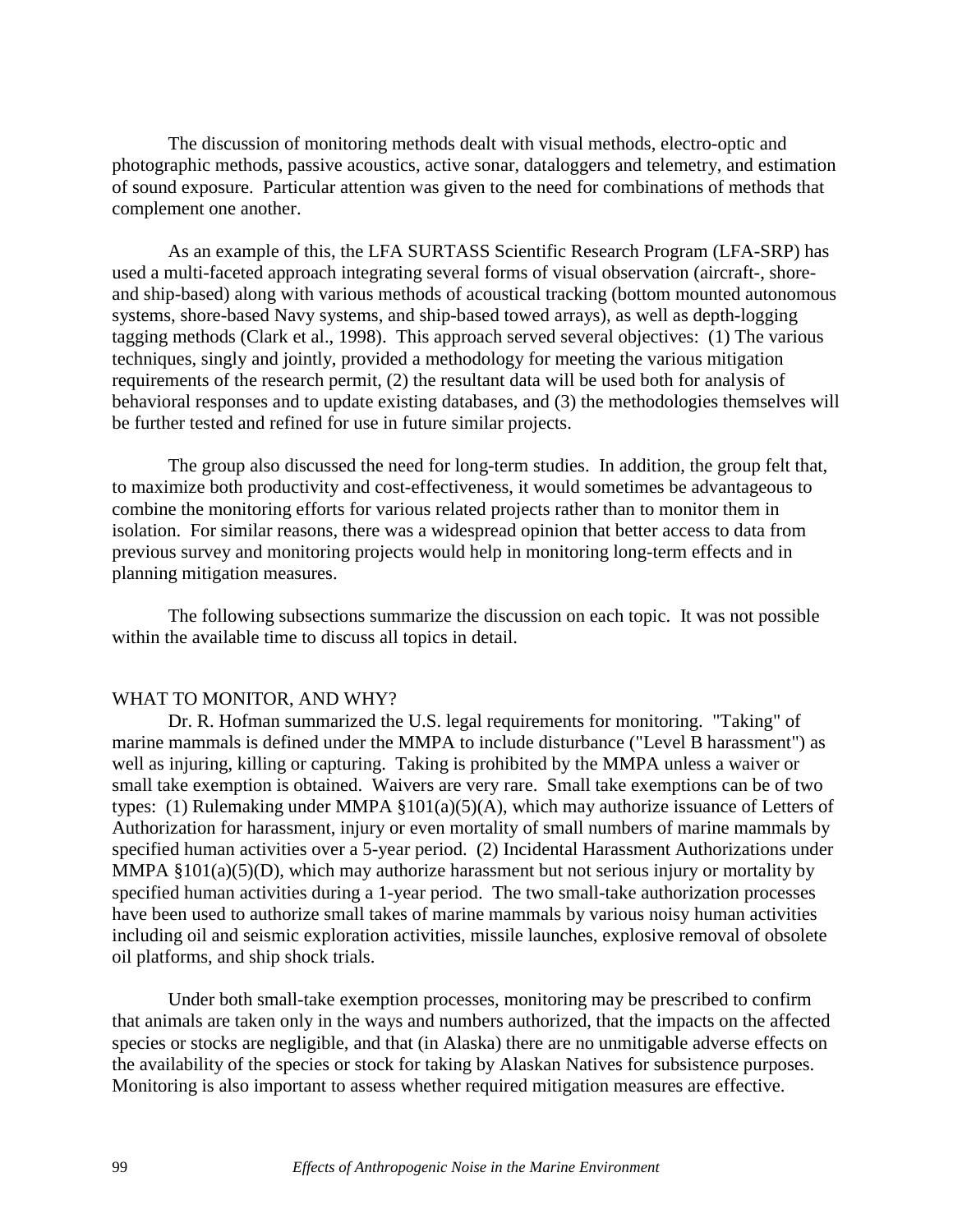The discussion of monitoring methods dealt with visual methods, electro-optic and photographic methods, passive acoustics, active sonar, dataloggers and telemetry, and estimation of sound exposure. Particular attention was given to the need for combinations of methods that complement one another.

As an example of this, the LFA SURTASS Scientific Research Program (LFA-SRP) has used a multi-faceted approach integrating several forms of visual observation (aircraft-, shore- and ship-based) along with various methods of acoustical tracking (bottom mounted autonomous systems, shore-based Navy systems, and ship-based towed arrays), as well as depth-logging tagging methods (Clark et al., 1998). This approach served several objectives: (1) The various techniques, singly and jointly, provided a methodology for meeting the various mitigation requirements of the research permit, (2) the resultant data will be used both for analysis of behavioral responses and to update existing databases, and (3) the methodologies themselves will be further tested and refined for use in future similar projects.

The group also discussed the need for long-term studies. In addition, the group felt that, to maximize both productivity and cost-effectiveness, it would sometimes be advantageous to combine the monitoring efforts for various related projects rather than to monitor them in isolation. For similar reasons, there was a widespread opinion that better access to data from previous survey and monitoring projects would help in monitoring long-term effects and in planning mitigation measures.

The following subsections summarize the discussion on each topic. It was not possible within the available time to discuss all topics in detail.

## WHAT TO MONITOR, AND WHY?

Dr. R. Hofman summarized the U.S. legal requirements for monitoring. "Taking" of marine mammals is defined under the MMPA to include disturbance ("Level B harassment") as well as injuring, killing or capturing. Taking is prohibited by the MMPA unless a waiver or small take exemption is obtained. Waivers are very rare. Small take exemptions can be of two types: (1) Rulemaking under MMPA §101(a)(5)(A), which may authorize issuance of Letters of Authorization for harassment, injury or even mortality of small numbers of marine mammals by specified human activities over a 5-year period. (2) Incidental Harassment Authorizations under MMPA §101(a)(5)(D), which may authorize harassment but not serious injury or mortality by specified human activities during a 1-year period. The two small-take authorization processes have been used to authorize small takes of marine mammals by various noisy human activities including oil and seismic exploration activities, missile launches, explosive removal of obsolete oil platforms, and ship shock trials.

Under both small-take exemption processes, monitoring may be prescribed to confirm that animals are taken only in the ways and numbers authorized, that the impacts on the affected species or stocks are negligible, and that (in Alaska) there are no unmitigable adverse effects on the availability of the species or stock for taking by Alaskan Natives for subsistence purposes. Monitoring is also important to assess whether required mitigation measures are effective.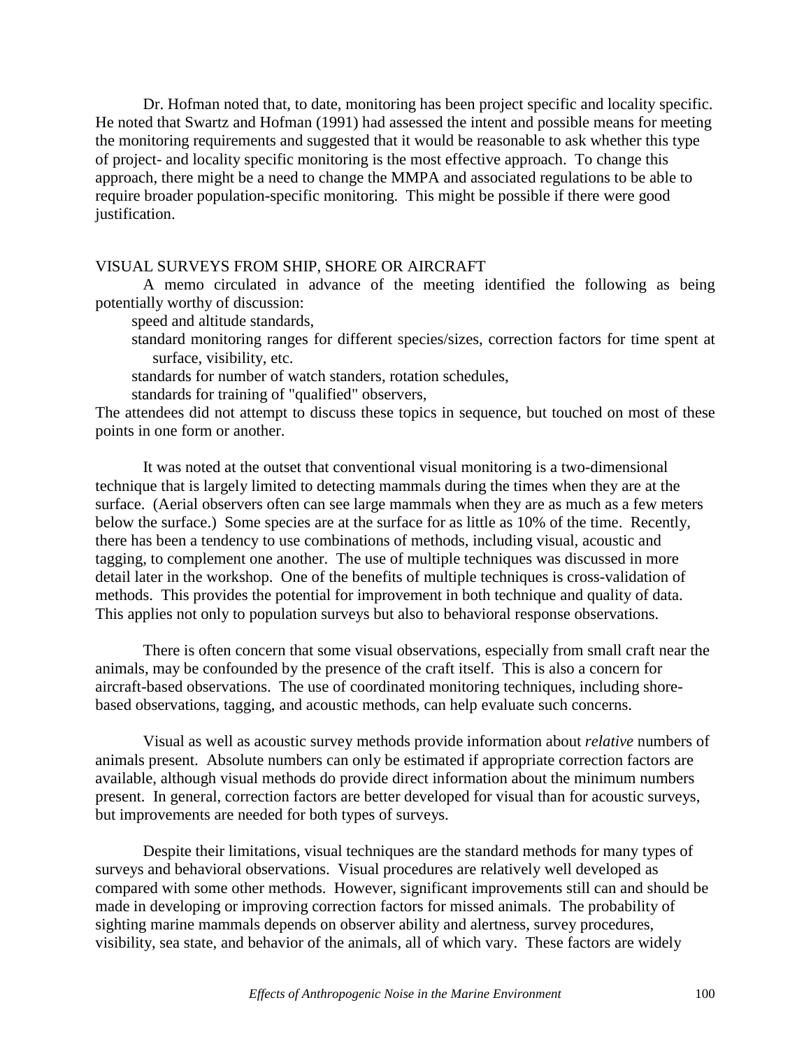Dr. Hofman noted that, to date, monitoring has been project specific and locality specific. He noted that Swartz and Hofman (1991) had assessed the intent and possible means for meeting the monitoring requirements and suggested that it would be reasonable to ask whether this type of project- and locality specific monitoring is the most effective approach. To change this approach, there might be a need to change the MMPA and associated regulations to be able to require broader population-specific monitoring. This might be possible if there were good justification.

## VISUAL SURVEYS FROM SHIP, SHORE OR AIRCRAFT

A memo circulated in advance of the meeting identified the following as being potentially worthy of discussion:

- speed and altitude standards,
- standard monitoring ranges for different species/sizes, correction factors for time spent at surface, visibility, etc.
- standards for number of watch standers, rotation schedules,
- standards for training of "qualified" observers,

The attendees did not attempt to discuss these topics in sequence, but touched on most of these points in one form or another.

It was noted at the outset that conventional visual monitoring is a two-dimensional technique that is largely limited to detecting mammals during the times when they are at the surface. (Aerial observers often can see large mammals when they are as much as a few meters below the surface.) Some species are at the surface for as little as 10% of the time. Recently, there has been a tendency to use combinations of methods, including visual, acoustic and tagging, to complement one another. The use of multiple techniques was discussed in more detail later in the workshop. One of the benefits of multiple techniques is cross-validation of methods. This provides the potential for improvement in both technique and quality of data. This applies not only to population surveys but also to behavioral response observations.

There is often concern that some visual observations, especially from small craft near the animals, may be confounded by the presence of the craft itself. This is also a concern for aircraft-based observations. The use of coordinated monitoring techniques, including shore-based observations, tagging, and acoustic methods, can help evaluate such concerns.

Visual as well as acoustic survey methods provide information about *relative* numbers of animals present. Absolute numbers can only be estimated if appropriate correction factors are available, although visual methods do provide direct information about the minimum numbers present. In general, correction factors are better developed for visual than for acoustic surveys, but improvements are needed for both types of surveys.

Despite their limitations, visual techniques are the standard methods for many types of surveys and behavioral observations. Visual procedures are relatively well developed as compared with some other methods. However, significant improvements still can and should be made in developing or improving correction factors for missed animals. The probability of sighting marine mammals depends on observer ability and alertness, survey procedures, visibility, sea state, and behavior of the animals, all of which vary. These factors are widely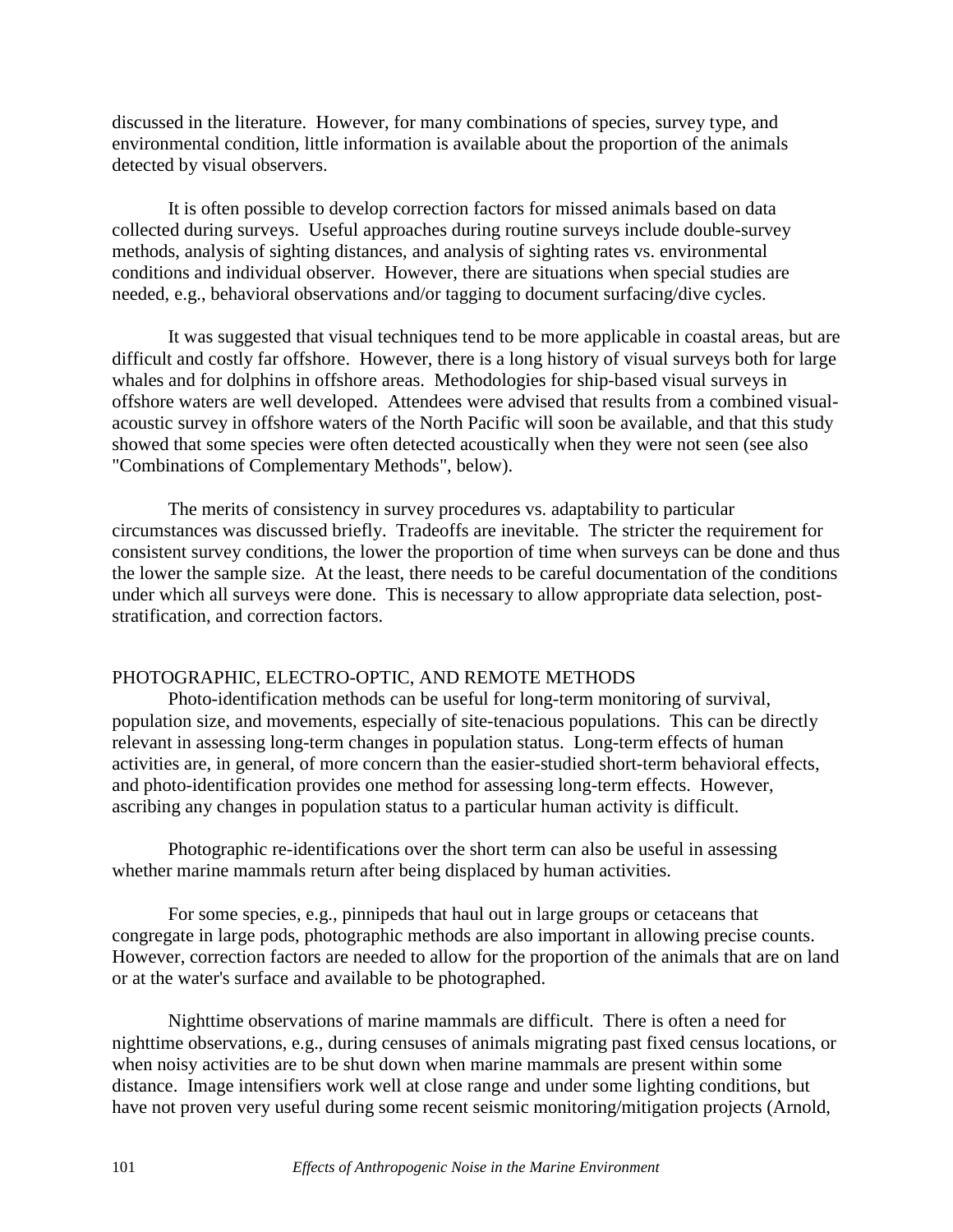discussed in the literature. However, for many combinations of species, survey type, and environmental condition, little information is available about the proportion of the animals detected by visual observers.

It is often possible to develop correction factors for missed animals based on data collected during surveys. Useful approaches during routine surveys include double-survey methods, analysis of sighting distances, and analysis of sighting rates vs. environmental conditions and individual observer. However, there are situations when special studies are needed, e.g., behavioral observations and/or tagging to document surfacing/dive cycles.

It was suggested that visual techniques tend to be more applicable in coastal areas, but are difficult and costly far offshore. However, there is a long history of visual surveys both for large whales and for dolphins in offshore areas. Methodologies for ship-based visual surveys in offshore waters are well developed. Attendees were advised that results from a combined visual-acoustic survey in offshore waters of the North Pacific will soon be available, and that this study showed that some species were often detected acoustically when they were not seen (see also "Combinations of Complementary Methods", below).

The merits of consistency in survey procedures vs. adaptability to particular circumstances was discussed briefly. Tradeoffs are inevitable. The stricter the requirement for consistent survey conditions, the lower the proportion of time when surveys can be done and thus the lower the sample size. At the least, there needs to be careful documentation of the conditions under which all surveys were done. This is necessary to allow appropriate data selection, post-stratification, and correction factors.

## PHOTOGRAPHIC, ELECTRO-OPTIC, AND REMOTE METHODS

Photo-identification methods can be useful for long-term monitoring of survival, population size, and movements, especially of site-tenacious populations. This can be directly relevant in assessing long-term changes in population status. Long-term effects of human activities are, in general, of more concern than the easier-studied short-term behavioral effects, and photo-identification provides one method for assessing long-term effects. However, ascribing any changes in population status to a particular human activity is difficult.

Photographic re-identifications over the short term can also be useful in assessing whether marine mammals return after being displaced by human activities.

For some species, e.g., pinnipeds that haul out in large groups or cetaceans that congregate in large pods, photographic methods are also important in allowing precise counts. However, correction factors are needed to allow for the proportion of the animals that are on land or at the water's surface and available to be photographed.

Nighttime observations of marine mammals are difficult. There is often a need for nighttime observations, e.g., during censuses of animals migrating past fixed census locations, or when noisy activities are to be shut down when marine mammals are present within some distance. Image intensifiers work well at close range and under some lighting conditions, but have not proven very useful during some recent seismic monitoring/mitigation projects (Arnold,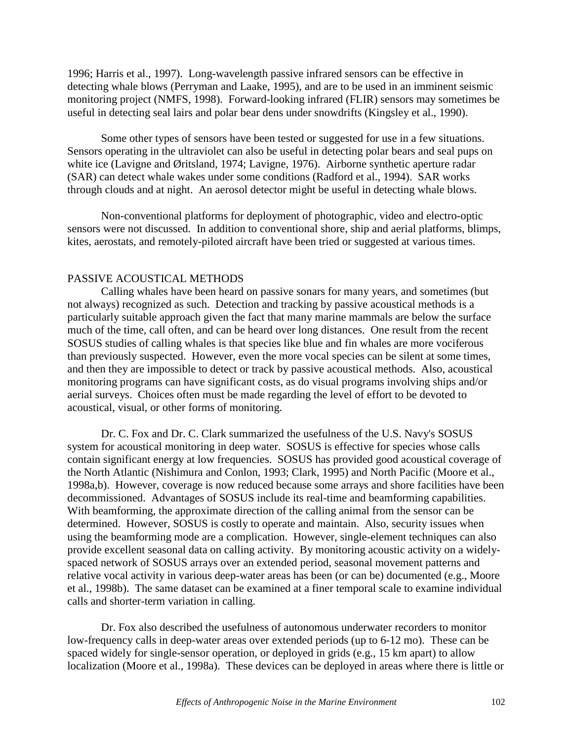1996; Harris et al., 1997). Long-wavelength passive infrared sensors can be effective in detecting whale blows (Perryman and Laake, 1995), and are to be used in an imminent seismic monitoring project (NMFS, 1998). Forward-looking infrared (FLIR) sensors may sometimes be useful in detecting seal lairs and polar bear dens under snowdrifts (Kingsley et al., 1990).

Some other types of sensors have been tested or suggested for use in a few situations. Sensors operating in the ultraviolet can also be useful in detecting polar bears and seal pups on white ice (Lavigne and Øritsland, 1974; Lavigne, 1976). Airborne synthetic aperture radar (SAR) can detect whale wakes under some conditions (Radford et al., 1994). SAR works through clouds and at night. An aerosol detector might be useful in detecting whale blows.

Non-conventional platforms for deployment of photographic, video and electro-optic sensors were not discussed. In addition to conventional shore, ship and aerial platforms, blimps, kites, aerostats, and remotely-piloted aircraft have been tried or suggested at various times.

## PASSIVE ACOUSTICAL METHODS

Calling whales have been heard on passive sonars for many years, and sometimes (but not always) recognized as such. Detection and tracking by passive acoustical methods is a particularly suitable approach given the fact that many marine mammals are below the surface much of the time, call often, and can be heard over long distances. One result from the recent SOSUS studies of calling whales is that species like blue and fin whales are more vociferous than previously suspected. However, even the more vocal species can be silent at some times, and then they are impossible to detect or track by passive acoustical methods. Also, acoustical monitoring programs can have significant costs, as do visual programs involving ships and/or aerial surveys. Choices often must be made regarding the level of effort to be devoted to acoustical, visual, or other forms of monitoring.

Dr. C. Fox and Dr. C. Clark summarized the usefulness of the U.S. Navy's SOSUS system for acoustical monitoring in deep water. SOSUS is effective for species whose calls contain significant energy at low frequencies. SOSUS has provided good acoustical coverage of the North Atlantic (Nishimura and Conlon, 1993; Clark, 1995) and North Pacific (Moore et al., 1998a,b). However, coverage is now reduced because some arrays and shore facilities have been decommissioned. Advantages of SOSUS include its real-time and beamforming capabilities. With beamforming, the approximate direction of the calling animal from the sensor can be determined. However, SOSUS is costly to operate and maintain. Also, security issues when using the beamforming mode are a complication. However, single-element techniques can also provide excellent seasonal data on calling activity. By monitoring acoustic activity on a widely-spaced network of SOSUS arrays over an extended period, seasonal movement patterns and relative vocal activity in various deep-water areas has been (or can be) documented (e.g., Moore et al., 1998b). The same dataset can be examined at a finer temporal scale to examine individual calls and shorter-term variation in calling.

Dr. Fox also described the usefulness of autonomous underwater recorders to monitor low-frequency calls in deep-water areas over extended periods (up to 6-12 mo). These can be spaced widely for single-sensor operation, or deployed in grids (e.g., 15 km apart) to allow localization (Moore et al., 1998a). These devices can be deployed in areas where there is little or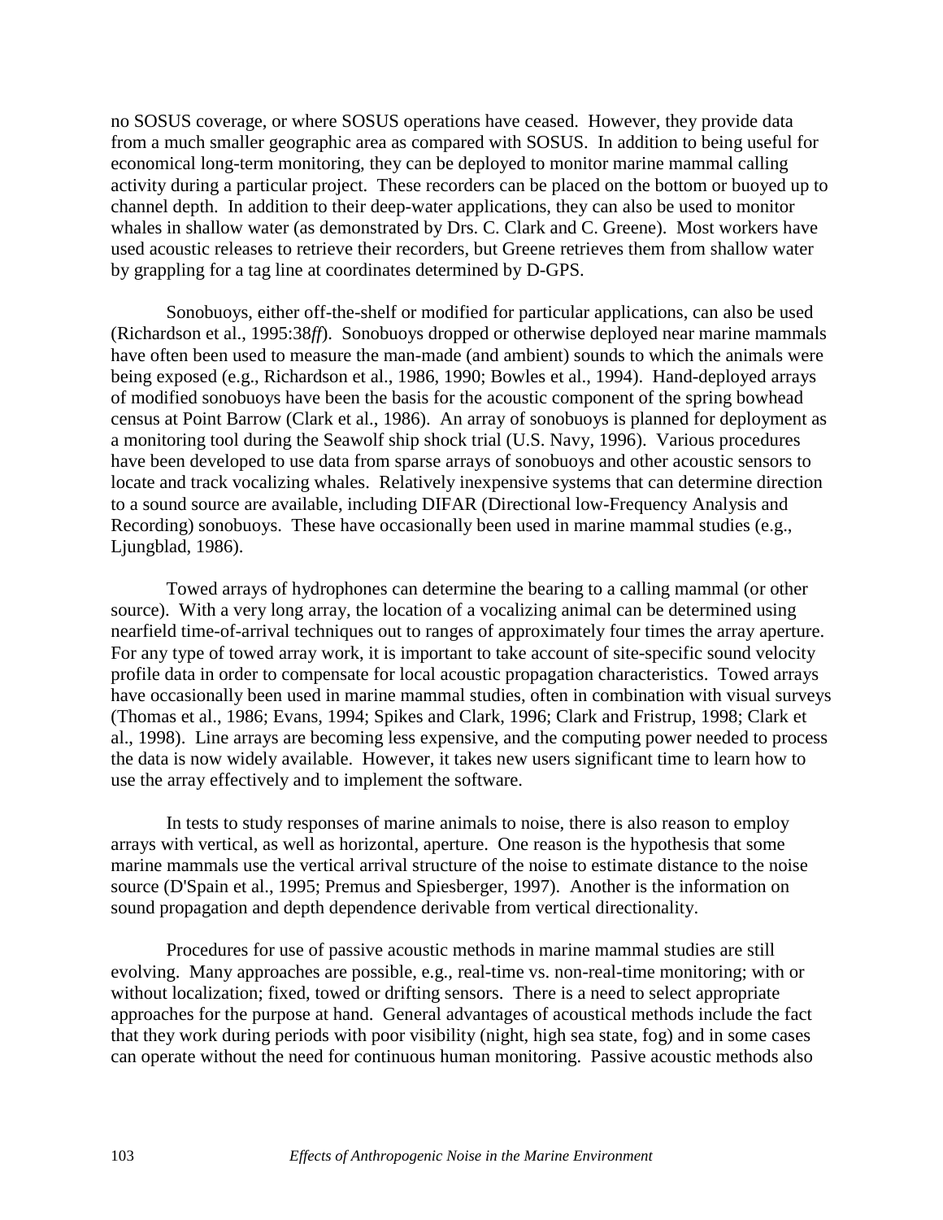no SOSUS coverage, or where SOSUS operations have ceased. However, they provide data from a much smaller geographic area as compared with SOSUS. In addition to being useful for economical long-term monitoring, they can be deployed to monitor marine mammal calling activity during a particular project. These recorders can be placed on the bottom or buoyed up to channel depth. In addition to their deep-water applications, they can also be used to monitor whales in shallow water (as demonstrated by Drs. C. Clark and C. Greene). Most workers have used acoustic releases to retrieve their recorders, but Greene retrieves them from shallow water by grappling for a tag line at coordinates determined by D-GPS.

Sonobuoys, either off-the-shelf or modified for particular applications, can also be used (Richardson et al., 1995:38*ff*). Sonobuoys dropped or otherwise deployed near marine mammals have often been used to measure the man-made (and ambient) sounds to which the animals were being exposed (e.g., Richardson et al., 1986, 1990; Bowles et al., 1994). Hand-deployed arrays of modified sonobuoys have been the basis for the acoustic component of the spring bowhead census at Point Barrow (Clark et al., 1986). An array of sonobuoys is planned for deployment as a monitoring tool during the Seawolf ship shock trial (U.S. Navy, 1996). Various procedures have been developed to use data from sparse arrays of sonobuoys and other acoustic sensors to locate and track vocalizing whales. Relatively inexpensive systems that can determine direction to a sound source are available, including DIFAR (Directional low-Frequency Analysis and Recording) sonobuoys. These have occasionally been used in marine mammal studies (e.g., Ljungblad, 1986).

Towed arrays of hydrophones can determine the bearing to a calling mammal (or other source). With a very long array, the location of a vocalizing animal can be determined using nearfield time-of-arrival techniques out to ranges of approximately four times the array aperture. For any type of towed array work, it is important to take account of site-specific sound velocity profile data in order to compensate for local acoustic propagation characteristics. Towed arrays have occasionally been used in marine mammal studies, often in combination with visual surveys (Thomas et al., 1986; Evans, 1994; Spikes and Clark, 1996; Clark and Fristrup, 1998; Clark et al., 1998). Line arrays are becoming less expensive, and the computing power needed to process the data is now widely available. However, it takes new users significant time to learn how to use the array effectively and to implement the software.

In tests to study responses of marine animals to noise, there is also reason to employ arrays with vertical, as well as horizontal, aperture. One reason is the hypothesis that some marine mammals use the vertical arrival structure of the noise to estimate distance to the noise source (D'Spain et al., 1995; Premus and Spiesberger, 1997). Another is the information on sound propagation and depth dependence derivable from vertical directionality.

Procedures for use of passive acoustic methods in marine mammal studies are still evolving. Many approaches are possible, e.g., real-time vs. non-real-time monitoring; with or without localization; fixed, towed or drifting sensors. There is a need to select appropriate approaches for the purpose at hand. General advantages of acoustical methods include the fact that they work during periods with poor visibility (night, high sea state, fog) and in some cases can operate without the need for continuous human monitoring. Passive acoustic methods also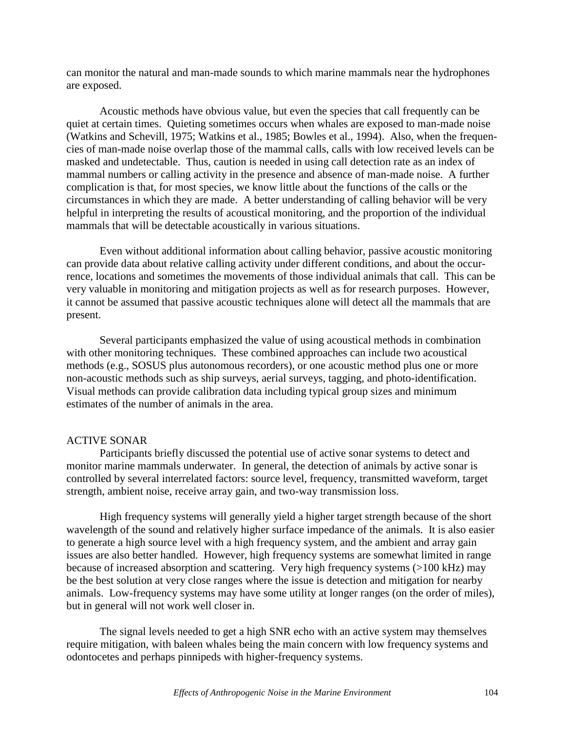can monitor the natural and man-made sounds to which marine mammals near the hydrophones are exposed.

Acoustic methods have obvious value, but even the species that call frequently can be quiet at certain times. Quieting sometimes occurs when whales are exposed to man-made noise (Watkins and Schevill, 1975; Watkins et al., 1985; Bowles et al., 1994). Also, when the frequencies of man-made noise overlap those of the mammal calls, calls with low received levels can be masked and undetectable. Thus, caution is needed in using call detection rate as an index of mammal numbers or calling activity in the presence and absence of man-made noise. A further complication is that, for most species, we know little about the functions of the calls or the circumstances in which they are made. A better understanding of calling behavior will be very helpful in interpreting the results of acoustical monitoring, and the proportion of the individual mammals that will be detectable acoustically in various situations.

Even without additional information about calling behavior, passive acoustic monitoring can provide data about relative calling activity under different conditions, and about the occurrence, locations and sometimes the movements of those individual animals that call. This can be very valuable in monitoring and mitigation projects as well as for research purposes. However, it cannot be assumed that passive acoustic techniques alone will detect all the mammals that are present.

Several participants emphasized the value of using acoustical methods in combination with other monitoring techniques. These combined approaches can include two acoustical methods (e.g., SOSUS plus autonomous recorders), or one acoustic method plus one or more non-acoustic methods such as ship surveys, aerial surveys, tagging, and photo-identification. Visual methods can provide calibration data including typical group sizes and minimum estimates of the number of animals in the area.

## ACTIVE SONAR

Participants briefly discussed the potential use of active sonar systems to detect and monitor marine mammals underwater. In general, the detection of animals by active sonar is controlled by several interrelated factors: source level, frequency, transmitted waveform, target strength, ambient noise, receive array gain, and two-way transmission loss.

High frequency systems will generally yield a higher target strength because of the short wavelength of the sound and relatively higher surface impedance of the animals. It is also easier to generate a high source level with a high frequency system, and the ambient and array gain issues are also better handled. However, high frequency systems are somewhat limited in range because of increased absorption and scattering. Very high frequency systems (>100 kHz) may be the best solution at very close ranges where the issue is detection and mitigation for nearby animals. Low-frequency systems may have some utility at longer ranges (on the order of miles), but in general will not work well closer in.

The signal levels needed to get a high SNR echo with an active system may themselves require mitigation, with baleen whales being the main concern with low frequency systems and odontocetes and perhaps pinnipeds with higher-frequency systems.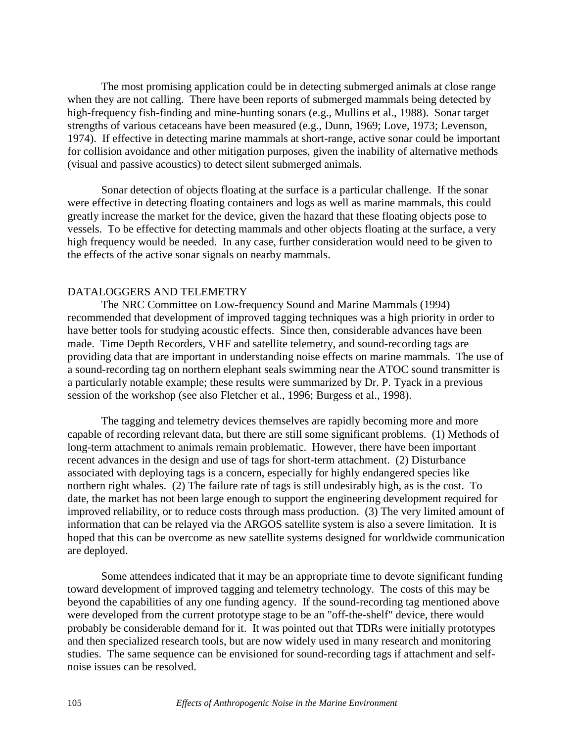The most promising application could be in detecting submerged animals at close range when they are not calling. There have been reports of submerged mammals being detected by high-frequency fish-finding and mine-hunting sonars (e.g., Mullins et al., 1988). Sonar target strengths of various cetaceans have been measured (e.g., Dunn, 1969; Love, 1973; Levenson, 1974). If effective in detecting marine mammals at short-range, active sonar could be important for collision avoidance and other mitigation purposes, given the inability of alternative methods (visual and passive acoustics) to detect silent submerged animals.

Sonar detection of objects floating at the surface is a particular challenge. If the sonar were effective in detecting floating containers and logs as well as marine mammals, this could greatly increase the market for the device, given the hazard that these floating objects pose to vessels. To be effective for detecting mammals and other objects floating at the surface, a very high frequency would be needed. In any case, further consideration would need to be given to the effects of the active sonar signals on nearby mammals.

## DATALOGGERS AND TELEMETRY

The NRC Committee on Low-frequency Sound and Marine Mammals (1994) recommended that development of improved tagging techniques was a high priority in order to have better tools for studying acoustic effects. Since then, considerable advances have been made. Time Depth Recorders, VHF and satellite telemetry, and sound-recording tags are providing data that are important in understanding noise effects on marine mammals. The use of a sound-recording tag on northern elephant seals swimming near the ATOC sound transmitter is a particularly notable example; these results were summarized by Dr. P. Tyack in a previous session of the workshop (see also Fletcher et al., 1996; Burgess et al., 1998).

The tagging and telemetry devices themselves are rapidly becoming more and more capable of recording relevant data, but there are still some significant problems. (1) Methods of long-term attachment to animals remain problematic. However, there have been important recent advances in the design and use of tags for short-term attachment. (2) Disturbance associated with deploying tags is a concern, especially for highly endangered species like northern right whales. (2) The failure rate of tags is still undesirably high, as is the cost. To date, the market has not been large enough to support the engineering development required for improved reliability, or to reduce costs through mass production. (3) The very limited amount of information that can be relayed via the ARGOS satellite system is also a severe limitation. It is hoped that this can be overcome as new satellite systems designed for worldwide communication are deployed.

Some attendees indicated that it may be an appropriate time to devote significant funding toward development of improved tagging and telemetry technology. The costs of this may be beyond the capabilities of any one funding agency. If the sound-recording tag mentioned above were developed from the current prototype stage to be an "off-the-shelf" device, there would probably be considerable demand for it. It was pointed out that TDRs were initially prototypes and then specialized research tools, but are now widely used in many research and monitoring studies. The same sequence can be envisioned for sound-recording tags if attachment and self-noise issues can be resolved.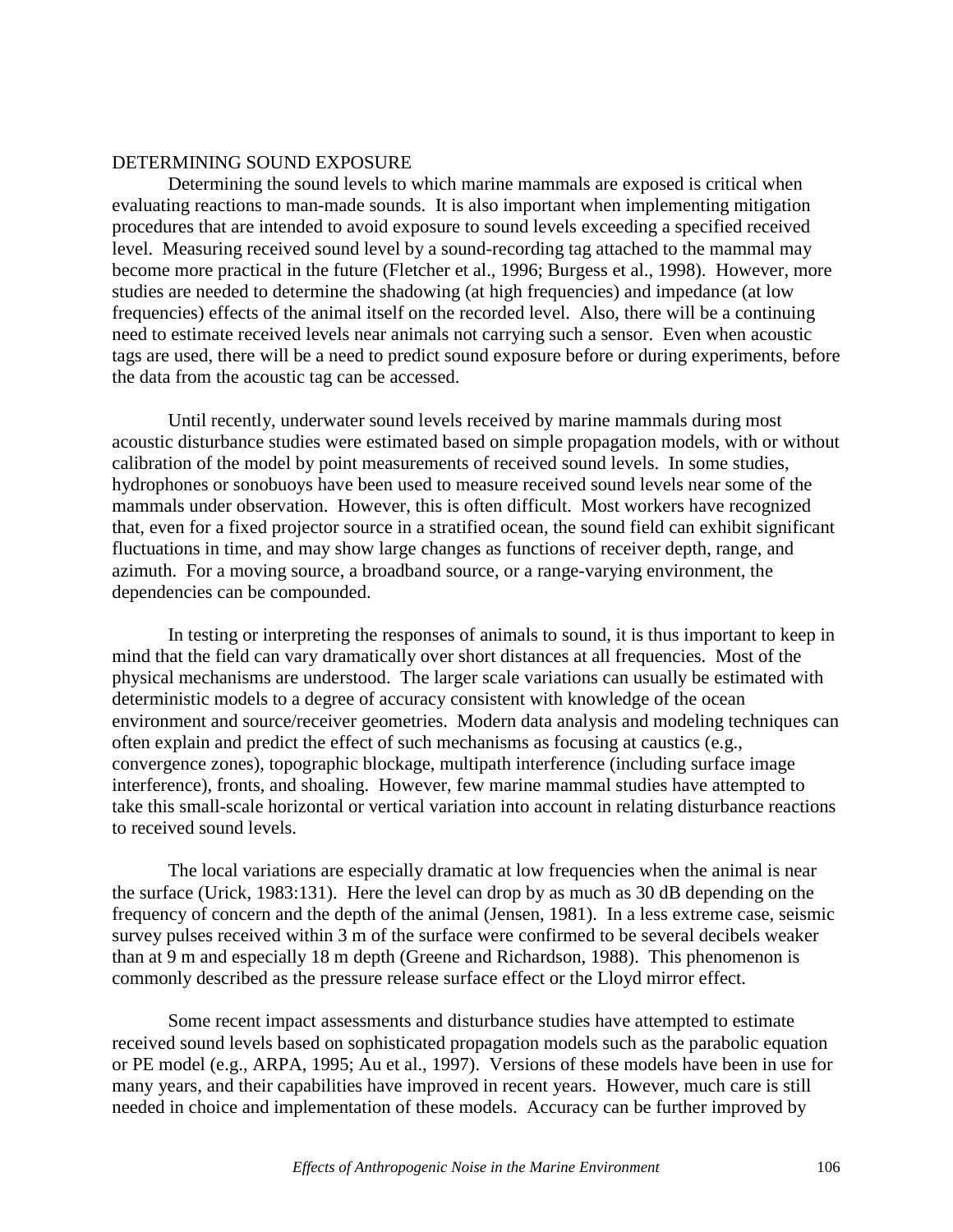## DETERMINING SOUND EXPOSURE

Determining the sound levels to which marine mammals are exposed is critical when evaluating reactions to man-made sounds. It is also important when implementing mitigation procedures that are intended to avoid exposure to sound levels exceeding a specified received level. Measuring received sound level by a sound-recording tag attached to the mammal may become more practical in the future (Fletcher et al., 1996; Burgess et al., 1998). However, more studies are needed to determine the shadowing (at high frequencies) and impedance (at low frequencies) effects of the animal itself on the recorded level. Also, there will be a continuing need to estimate received levels near animals not carrying such a sensor. Even when acoustic tags are used, there will be a need to predict sound exposure before or during experiments, before the data from the acoustic tag can be accessed.

Until recently, underwater sound levels received by marine mammals during most acoustic disturbance studies were estimated based on simple propagation models, with or without calibration of the model by point measurements of received sound levels. In some studies, hydrophones or sonobuoys have been used to measure received sound levels near some of the mammals under observation. However, this is often difficult. Most workers have recognized that, even for a fixed projector source in a stratified ocean, the sound field can exhibit significant fluctuations in time, and may show large changes as functions of receiver depth, range, and azimuth. For a moving source, a broadband source, or a range-varying environment, the dependencies can be compounded.

In testing or interpreting the responses of animals to sound, it is thus important to keep in mind that the field can vary dramatically over short distances at all frequencies. Most of the physical mechanisms are understood. The larger scale variations can usually be estimated with deterministic models to a degree of accuracy consistent with knowledge of the ocean environment and source/receiver geometries. Modern data analysis and modeling techniques can often explain and predict the effect of such mechanisms as focusing at caustics (e.g., convergence zones), topographic blockage, multipath interference (including surface image interference), fronts, and shoaling. However, few marine mammal studies have attempted to take this small-scale horizontal or vertical variation into account in relating disturbance reactions to received sound levels.

The local variations are especially dramatic at low frequencies when the animal is near the surface (Urick, 1983:131). Here the level can drop by as much as 30 dB depending on the frequency of concern and the depth of the animal (Jensen, 1981). In a less extreme case, seismic survey pulses received within 3 m of the surface were confirmed to be several decibels weaker than at 9 m and especially 18 m depth (Greene and Richardson, 1988). This phenomenon is commonly described as the pressure release surface effect or the Lloyd mirror effect.

Some recent impact assessments and disturbance studies have attempted to estimate received sound levels based on sophisticated propagation models such as the parabolic equation or PE model (e.g., ARPA, 1995; Au et al., 1997). Versions of these models have been in use for many years, and their capabilities have improved in recent years. However, much care is still needed in choice and implementation of these models. Accuracy can be further improved by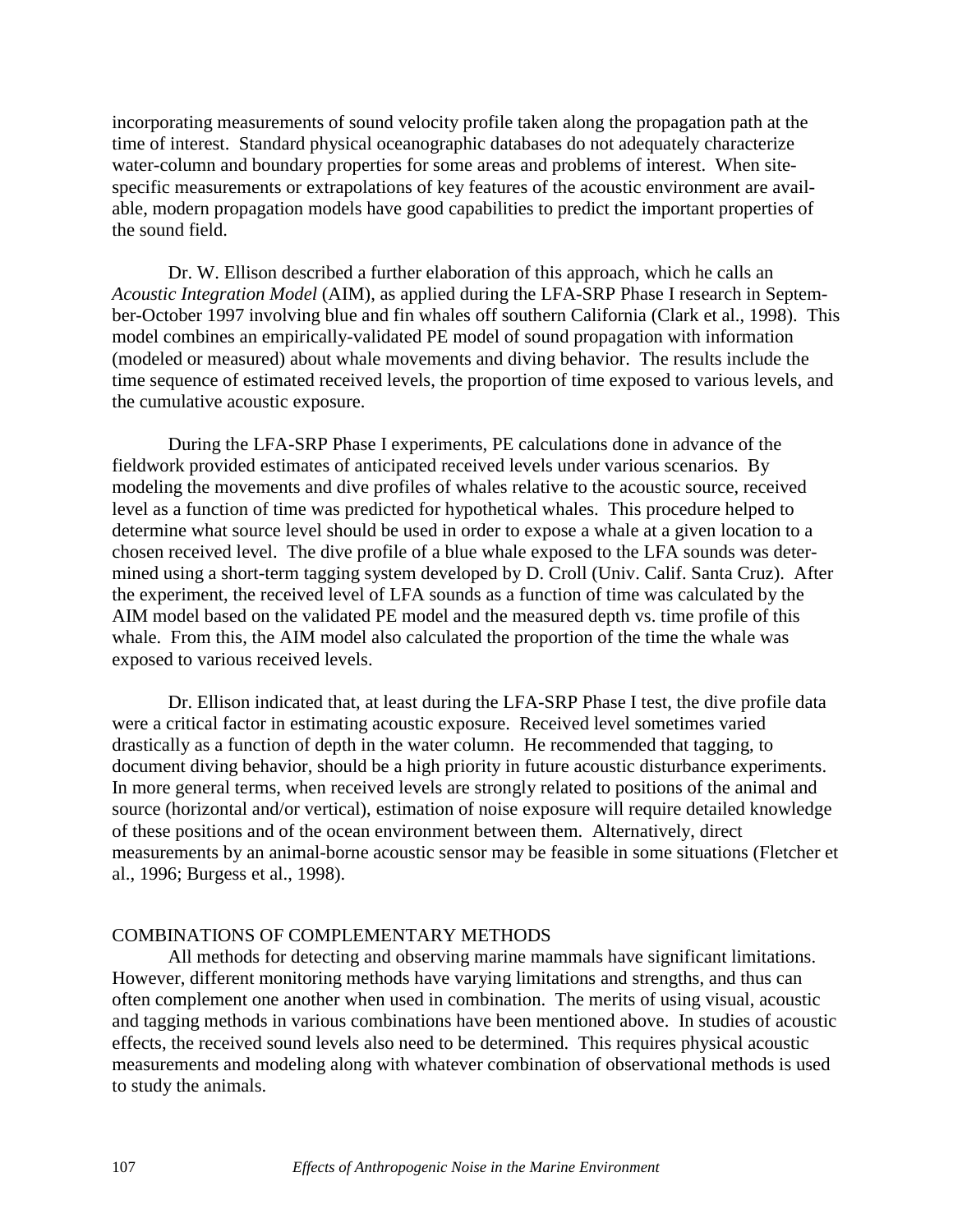incorporating measurements of sound velocity profile taken along the propagation path at the time of interest. Standard physical oceanographic databases do not adequately characterize water-column and boundary properties for some areas and problems of interest. When site-specific measurements or extrapolations of key features of the acoustic environment are available, modern propagation models have good capabilities to predict the important properties of the sound field.

Dr. W. Ellison described a further elaboration of this approach, which he calls an *Acoustic Integration Model* (AIM), as applied during the LFA-SRP Phase I research in September-October 1997 involving blue and fin whales off southern California (Clark et al., 1998). This model combines an empirically-validated PE model of sound propagation with information (modeled or measured) about whale movements and diving behavior. The results include the time sequence of estimated received levels, the proportion of time exposed to various levels, and the cumulative acoustic exposure.

During the LFA-SRP Phase I experiments, PE calculations done in advance of the fieldwork provided estimates of anticipated received levels under various scenarios. By modeling the movements and dive profiles of whales relative to the acoustic source, received level as a function of time was predicted for hypothetical whales. This procedure helped to determine what source level should be used in order to expose a whale at a given location to a chosen received level. The dive profile of a blue whale exposed to the LFA sounds was determined using a short-term tagging system developed by D. Croll (Univ. Calif. Santa Cruz). After the experiment, the received level of LFA sounds as a function of time was calculated by the AIM model based on the validated PE model and the measured depth vs. time profile of this whale. From this, the AIM model also calculated the proportion of the time the whale was exposed to various received levels.

Dr. Ellison indicated that, at least during the LFA-SRP Phase I test, the dive profile data were a critical factor in estimating acoustic exposure. Received level sometimes varied drastically as a function of depth in the water column. He recommended that tagging, to document diving behavior, should be a high priority in future acoustic disturbance experiments. In more general terms, when received levels are strongly related to positions of the animal and source (horizontal and/or vertical), estimation of noise exposure will require detailed knowledge of these positions and of the ocean environment between them. Alternatively, direct measurements by an animal-borne acoustic sensor may be feasible in some situations (Fletcher et al., 1996; Burgess et al., 1998).

## COMBINATIONS OF COMPLEMENTARY METHODS

All methods for detecting and observing marine mammals have significant limitations. However, different monitoring methods have varying limitations and strengths, and thus can often complement one another when used in combination. The merits of using visual, acoustic and tagging methods in various combinations have been mentioned above. In studies of acoustic effects, the received sound levels also need to be determined. This requires physical acoustic measurements and modeling along with whatever combination of observational methods is used to study the animals.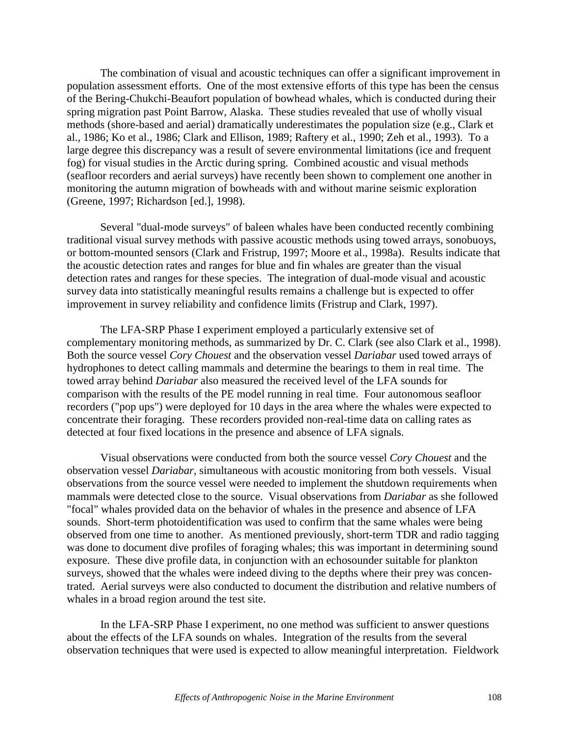The combination of visual and acoustic techniques can offer a significant improvement in population assessment efforts. One of the most extensive efforts of this type has been the census of the Bering-Chukchi-Beaufort population of bowhead whales, which is conducted during their spring migration past Point Barrow, Alaska. These studies revealed that use of wholly visual methods (shore-based and aerial) dramatically underestimates the population size (e.g., Clark et al., 1986; Ko et al., 1986; Clark and Ellison, 1989; Raftery et al., 1990; Zeh et al., 1993). To a large degree this discrepancy was a result of severe environmental limitations (ice and frequent fog) for visual studies in the Arctic during spring. Combined acoustic and visual methods (seafloor recorders and aerial surveys) have recently been shown to complement one another in monitoring the autumn migration of bowheads with and without marine seismic exploration (Greene, 1997; Richardson [ed.], 1998).

Several "dual-mode surveys" of baleen whales have been conducted recently combining traditional visual survey methods with passive acoustic methods using towed arrays, sonobuoys, or bottom-mounted sensors (Clark and Fristrup, 1997; Moore et al., 1998a). Results indicate that the acoustic detection rates and ranges for blue and fin whales are greater than the visual detection rates and ranges for these species. The integration of dual-mode visual and acoustic survey data into statistically meaningful results remains a challenge but is expected to offer improvement in survey reliability and confidence limits (Fristrup and Clark, 1997).

The LFA-SRP Phase I experiment employed a particularly extensive set of complementary monitoring methods, as summarized by Dr. C. Clark (see also Clark et al., 1998). Both the source vessel *Cory Chouest* and the observation vessel *Dariabar* used towed arrays of hydrophones to detect calling mammals and determine the bearings to them in real time. The towed array behind *Dariabar* also measured the received level of the LFA sounds for comparison with the results of the PE model running in real time. Four autonomous seafloor recorders ("pop ups") were deployed for 10 days in the area where the whales were expected to concentrate their foraging. These recorders provided non-real-time data on calling rates as detected at four fixed locations in the presence and absence of LFA signals.

Visual observations were conducted from both the source vessel *Cory Chouest* and the observation vessel *Dariabar*, simultaneous with acoustic monitoring from both vessels. Visual observations from the source vessel were needed to implement the shutdown requirements when mammals were detected close to the source. Visual observations from *Dariabar* as she followed "focal" whales provided data on the behavior of whales in the presence and absence of LFA sounds. Short-term photoidentification was used to confirm that the same whales were being observed from one time to another. As mentioned previously, short-term TDR and radio tagging was done to document dive profiles of foraging whales; this was important in determining sound exposure. These dive profile data, in conjunction with an echosounder suitable for plankton surveys, showed that the whales were indeed diving to the depths where their prey was concentrated. Aerial surveys were also conducted to document the distribution and relative numbers of whales in a broad region around the test site.

In the LFA-SRP Phase I experiment, no one method was sufficient to answer questions about the effects of the LFA sounds on whales. Integration of the results from the several observation techniques that were used is expected to allow meaningful interpretation. Fieldwork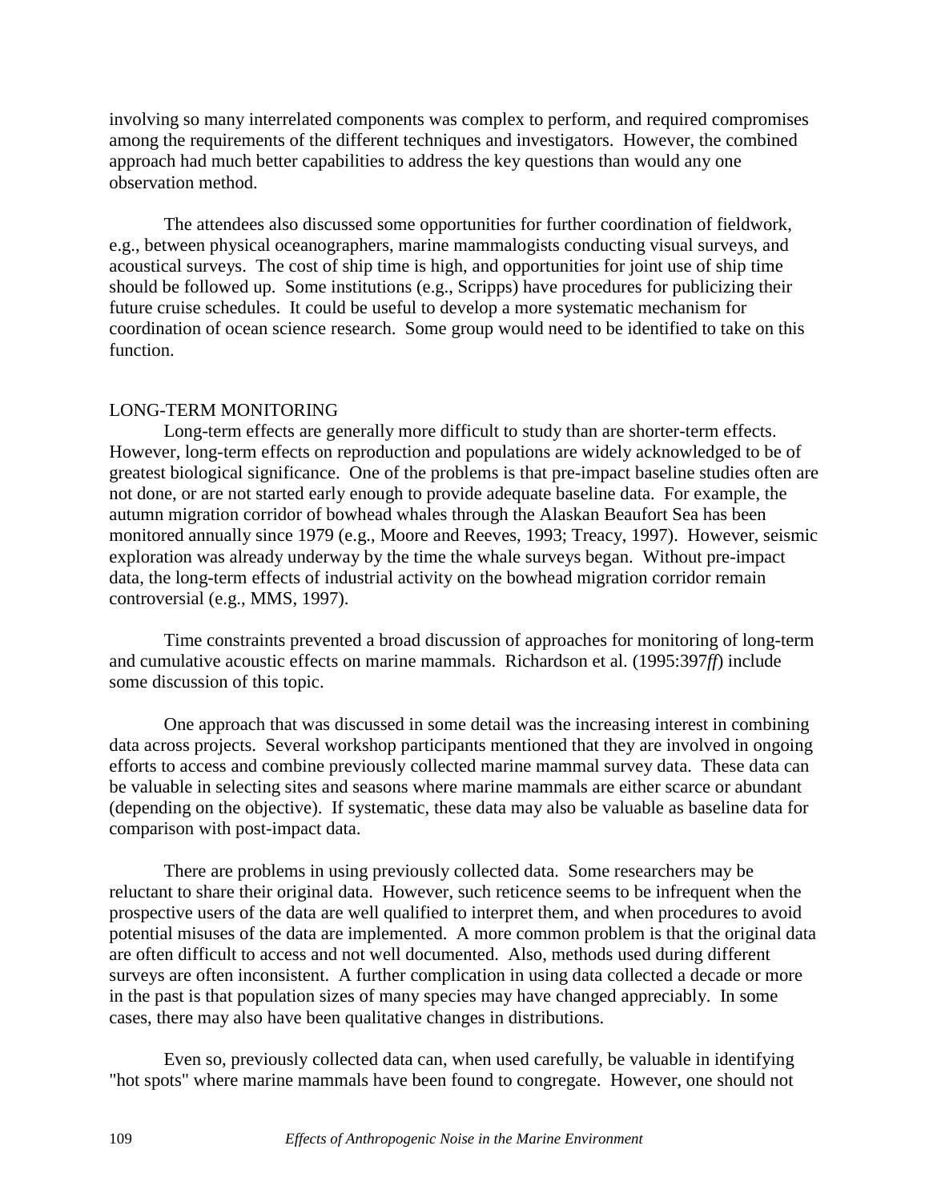involving so many interrelated components was complex to perform, and required compromises among the requirements of the different techniques and investigators. However, the combined approach had much better capabilities to address the key questions than would any one observation method.

The attendees also discussed some opportunities for further coordination of fieldwork, e.g., between physical oceanographers, marine mammalogists conducting visual surveys, and acoustical surveys. The cost of ship time is high, and opportunities for joint use of ship time should be followed up. Some institutions (e.g., Scripps) have procedures for publicizing their future cruise schedules. It could be useful to develop a more systematic mechanism for coordination of ocean science research. Some group would need to be identified to take on this function.

## LONG-TERM MONITORING

Long-term effects are generally more difficult to study than are shorter-term effects. However, long-term effects on reproduction and populations are widely acknowledged to be of greatest biological significance. One of the problems is that pre-impact baseline studies often are not done, or are not started early enough to provide adequate baseline data. For example, the autumn migration corridor of bowhead whales through the Alaskan Beaufort Sea has been monitored annually since 1979 (e.g., Moore and Reeves, 1993; Treacy, 1997). However, seismic exploration was already underway by the time the whale surveys began. Without pre-impact data, the long-term effects of industrial activity on the bowhead migration corridor remain controversial (e.g., MMS, 1997).

Time constraints prevented a broad discussion of approaches for monitoring of long-term and cumulative acoustic effects on marine mammals. Richardson et al. (1995:397*ff*) include some discussion of this topic.

One approach that was discussed in some detail was the increasing interest in combining data across projects. Several workshop participants mentioned that they are involved in ongoing efforts to access and combine previously collected marine mammal survey data. These data can be valuable in selecting sites and seasons where marine mammals are either scarce or abundant (depending on the objective). If systematic, these data may also be valuable as baseline data for comparison with post-impact data.

There are problems in using previously collected data. Some researchers may be reluctant to share their original data. However, such reticence seems to be infrequent when the prospective users of the data are well qualified to interpret them, and when procedures to avoid potential misuses of the data are implemented. A more common problem is that the original data are often difficult to access and not well documented. Also, methods used during different surveys are often inconsistent. A further complication in using data collected a decade or more in the past is that population sizes of many species may have changed appreciably. In some cases, there may also have been qualitative changes in distributions.

Even so, previously collected data can, when used carefully, be valuable in identifying "hot spots" where marine mammals have been found to congregate. However, one should not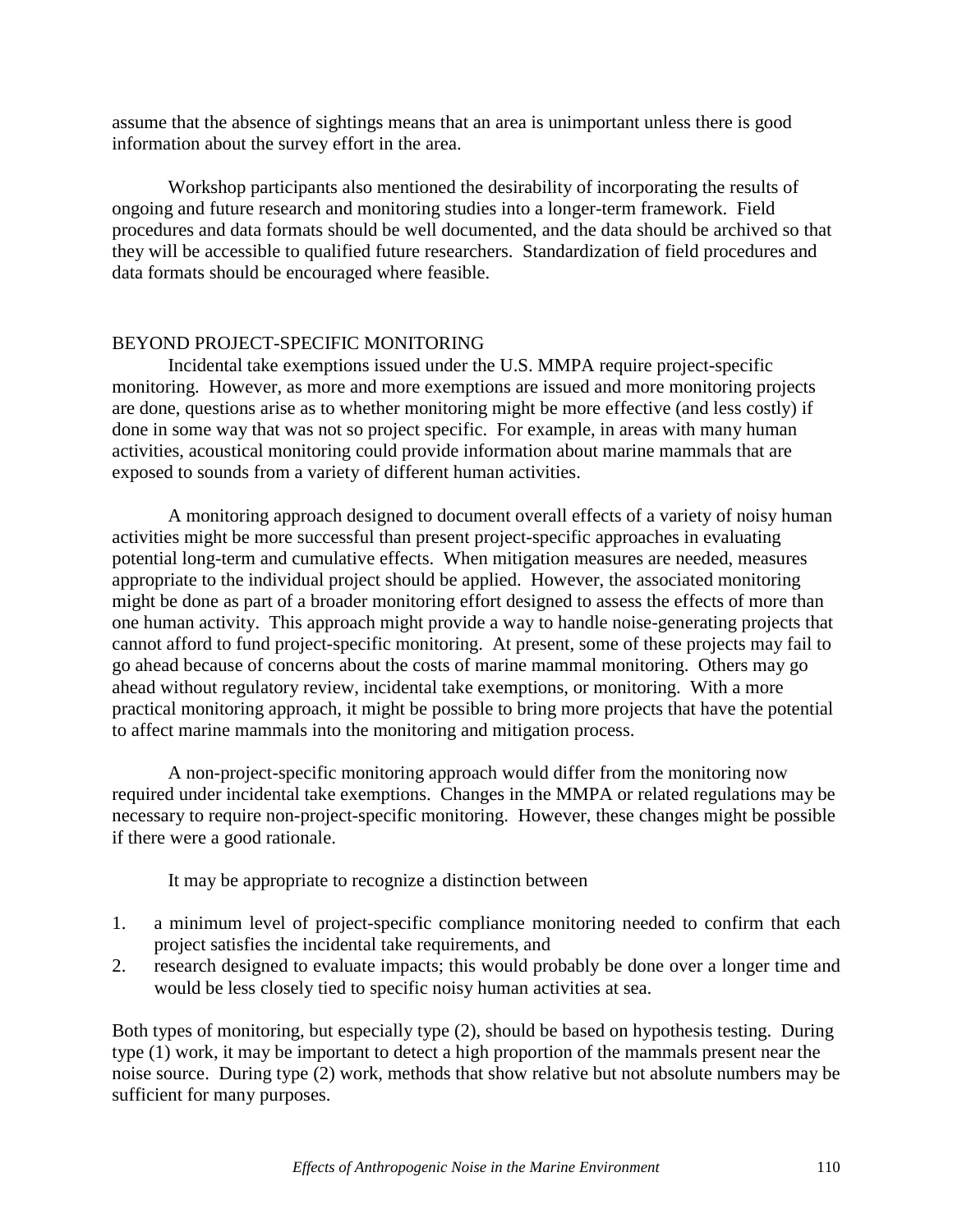assume that the absence of sightings means that an area is unimportant unless there is good information about the survey effort in the area.

Workshop participants also mentioned the desirability of incorporating the results of ongoing and future research and monitoring studies into a longer-term framework. Field procedures and data formats should be well documented, and the data should be archived so that they will be accessible to qualified future researchers. Standardization of field procedures and data formats should be encouraged where feasible.

## BEYOND PROJECT-SPECIFIC MONITORING

Incidental take exemptions issued under the U.S. MMPA require project-specific monitoring. However, as more and more exemptions are issued and more monitoring projects are done, questions arise as to whether monitoring might be more effective (and less costly) if done in some way that was not so project specific. For example, in areas with many human activities, acoustical monitoring could provide information about marine mammals that are exposed to sounds from a variety of different human activities.

A monitoring approach designed to document overall effects of a variety of noisy human activities might be more successful than present project-specific approaches in evaluating potential long-term and cumulative effects. When mitigation measures are needed, measures appropriate to the individual project should be applied. However, the associated monitoring might be done as part of a broader monitoring effort designed to assess the effects of more than one human activity. This approach might provide a way to handle noise-generating projects that cannot afford to fund project-specific monitoring. At present, some of these projects may fail to go ahead because of concerns about the costs of marine mammal monitoring. Others may go ahead without regulatory review, incidental take exemptions, or monitoring. With a more practical monitoring approach, it might be possible to bring more projects that have the potential to affect marine mammals into the monitoring and mitigation process.

A non-project-specific monitoring approach would differ from the monitoring now required under incidental take exemptions. Changes in the MMPA or related regulations may be necessary to require non-project-specific monitoring. However, these changes might be possible if there were a good rationale.

It may be appropriate to recognize a distinction between

1. a minimum level of project-specific compliance monitoring needed to confirm that each project satisfies the incidental take requirements, and
2. research designed to evaluate impacts; this would probably be done over a longer time and would be less closely tied to specific noisy human activities at sea.

Both types of monitoring, but especially type (2), should be based on hypothesis testing. During type (1) work, it may be important to detect a high proportion of the mammals present near the noise source. During type (2) work, methods that show relative but not absolute numbers may be sufficient for many purposes.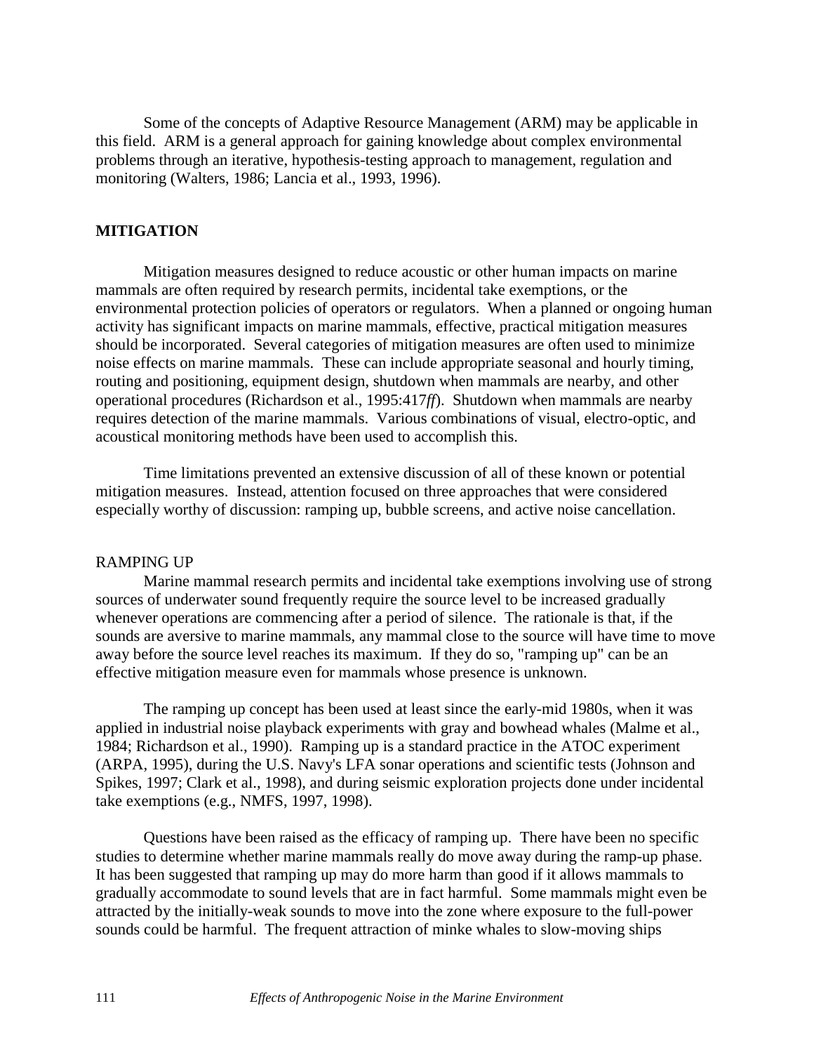Some of the concepts of Adaptive Resource Management (ARM) may be applicable in this field. ARM is a general approach for gaining knowledge about complex environmental problems through an iterative, hypothesis-testing approach to management, regulation and monitoring (Walters, 1986; Lancia et al., 1993, 1996).

## MITIGATION

Mitigation measures designed to reduce acoustic or other human impacts on marine mammals are often required by research permits, incidental take exemptions, or the environmental protection policies of operators or regulators. When a planned or ongoing human activity has significant impacts on marine mammals, effective, practical mitigation measures should be incorporated. Several categories of mitigation measures are often used to minimize noise effects on marine mammals. These can include appropriate seasonal and hourly timing, routing and positioning, equipment design, shutdown when mammals are nearby, and other operational procedures (Richardson et al., 1995:417*ff*). Shutdown when mammals are nearby requires detection of the marine mammals. Various combinations of visual, electro-optic, and acoustical monitoring methods have been used to accomplish this.

Time limitations prevented an extensive discussion of all of these known or potential mitigation measures. Instead, attention focused on three approaches that were considered especially worthy of discussion: ramping up, bubble screens, and active noise cancellation.

### RAMPING UP

Marine mammal research permits and incidental take exemptions involving use of strong sources of underwater sound frequently require the source level to be increased gradually whenever operations are commencing after a period of silence. The rationale is that, if the sounds are aversive to marine mammals, any mammal close to the source will have time to move away before the source level reaches its maximum. If they do so, "ramping up" can be an effective mitigation measure even for mammals whose presence is unknown.

The ramping up concept has been used at least since the early-mid 1980s, when it was applied in industrial noise playback experiments with gray and bowhead whales (Malme et al., 1984; Richardson et al., 1990). Ramping up is a standard practice in the ATOC experiment (ARPA, 1995), during the U.S. Navy's LFA sonar operations and scientific tests (Johnson and Spikes, 1997; Clark et al., 1998), and during seismic exploration projects done under incidental take exemptions (e.g., NMFS, 1997, 1998).

Questions have been raised as the efficacy of ramping up. There have been no specific studies to determine whether marine mammals really do move away during the ramp-up phase. It has been suggested that ramping up may do more harm than good if it allows mammals to gradually accommodate to sound levels that are in fact harmful. Some mammals might even be attracted by the initially-weak sounds to move into the zone where exposure to the full-power sounds could be harmful. The frequent attraction of minke whales to slow-moving ships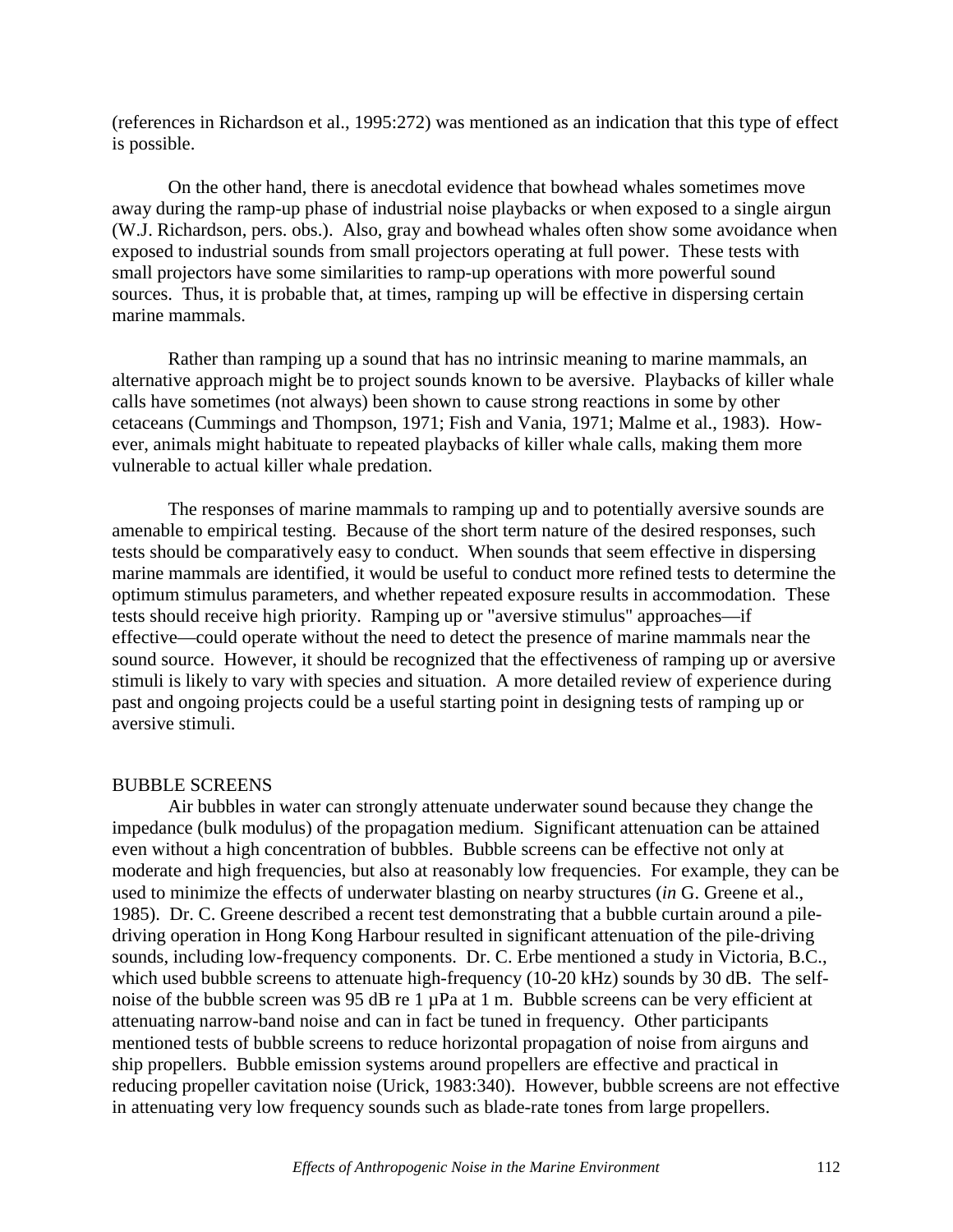(references in Richardson et al., 1995:272) was mentioned as an indication that this type of effect is possible.

On the other hand, there is anecdotal evidence that bowhead whales sometimes move away during the ramp-up phase of industrial noise playbacks or when exposed to a single airgun (W.J. Richardson, pers. obs.). Also, gray and bowhead whales often show some avoidance when exposed to industrial sounds from small projectors operating at full power. These tests with small projectors have some similarities to ramp-up operations with more powerful sound sources. Thus, it is probable that, at times, ramping up will be effective in dispersing certain marine mammals.

Rather than ramping up a sound that has no intrinsic meaning to marine mammals, an alternative approach might be to project sounds known to be aversive. Playbacks of killer whale calls have sometimes (not always) been shown to cause strong reactions in some by other cetaceans (Cummings and Thompson, 1971; Fish and Vania, 1971; Malme et al., 1983). However, animals might habituate to repeated playbacks of killer whale calls, making them more vulnerable to actual killer whale predation.

The responses of marine mammals to ramping up and to potentially aversive sounds are amenable to empirical testing. Because of the short term nature of the desired responses, such tests should be comparatively easy to conduct. When sounds that seem effective in dispersing marine mammals are identified, it would be useful to conduct more refined tests to determine the optimum stimulus parameters, and whether repeated exposure results in accommodation. These tests should receive high priority. Ramping up or "aversive stimulus" approaches—if effective—could operate without the need to detect the presence of marine mammals near the sound source. However, it should be recognized that the effectiveness of ramping up or aversive stimuli is likely to vary with species and situation. A more detailed review of experience during past and ongoing projects could be a useful starting point in designing tests of ramping up or aversive stimuli.

## BUBBLE SCREENS

Air bubbles in water can strongly attenuate underwater sound because they change the impedance (bulk modulus) of the propagation medium. Significant attenuation can be attained even without a high concentration of bubbles. Bubble screens can be effective not only at moderate and high frequencies, but also at reasonably low frequencies. For example, they can be used to minimize the effects of underwater blasting on nearby structures (*in* G. Greene et al., 1985). Dr. C. Greene described a recent test demonstrating that a bubble curtain around a pile-driving operation in Hong Kong Harbour resulted in significant attenuation of the pile-driving sounds, including low-frequency components. Dr. C. Erbe mentioned a study in Victoria, B.C., which used bubble screens to attenuate high-frequency (10-20 kHz) sounds by 30 dB. The self-noise of the bubble screen was 95 dB re 1 µPa at 1 m. Bubble screens can be very efficient at attenuating narrow-band noise and can in fact be tuned in frequency. Other participants mentioned tests of bubble screens to reduce horizontal propagation of noise from airguns and ship propellers. Bubble emission systems around propellers are effective and practical in reducing propeller cavitation noise (Urick, 1983:340). However, bubble screens are not effective in attenuating very low frequency sounds such as blade-rate tones from large propellers.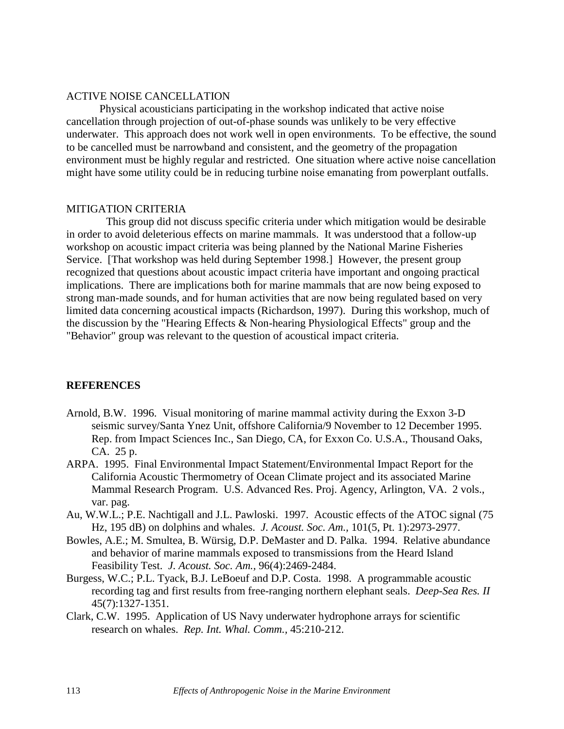## ACTIVE NOISE CANCELLATION

Physical acousticians participating in the workshop indicated that active noise cancellation through projection of out-of-phase sounds was unlikely to be very effective underwater. This approach does not work well in open environments. To be effective, the sound to be cancelled must be narrowband and consistent, and the geometry of the propagation environment must be highly regular and restricted. One situation where active noise cancellation might have some utility could be in reducing turbine noise emanating from powerplant outfalls.

## MITIGATION CRITERIA

This group did not discuss specific criteria under which mitigation would be desirable in order to avoid deleterious effects on marine mammals. It was understood that a follow-up workshop on acoustic impact criteria was being planned by the National Marine Fisheries Service. [That workshop was held during September 1998.] However, the present group recognized that questions about acoustic impact criteria have important and ongoing practical implications. There are implications both for marine mammals that are now being exposed to strong man-made sounds, and for human activities that are now being regulated based on very limited data concerning acoustical impacts (Richardson, 1997). During this workshop, much of the discussion by the "Hearing Effects & Non-hearing Physiological Effects" group and the "Behavior" group was relevant to the question of acoustical impact criteria.

## REFERENCES

Arnold, B.W. 1996. Visual monitoring of marine mammal activity during the Exxon 3-D seismic survey/Santa Ynez Unit, offshore California/9 November to 12 December 1995. Rep. from Impact Sciences Inc., San Diego, CA, for Exxon Co. U.S.A., Thousand Oaks, CA. 25 p.

ARPA. 1995. Final Environmental Impact Statement/Environmental Impact Report for the California Acoustic Thermometry of Ocean Climate project and its associated Marine Mammal Research Program. U.S. Advanced Res. Proj. Agency, Arlington, VA. 2 vols., var. pag.

Au, W.W.L.; P.E. Nachtigall and J.L. Pawloski. 1997. Acoustic effects of the ATOC signal (75 Hz, 195 dB) on dolphins and whales. *J. Acoust. Soc. Am.*, 101(5, Pt. 1):2973-2977.

Bowles, A.E.; M. Smultea, B. Würsig, D.P. DeMaster and D. Palka. 1994. Relative abundance and behavior of marine mammals exposed to transmissions from the Heard Island Feasibility Test. *J. Acoust. Soc. Am.*, 96(4):2469-2484.

Burgess, W.C.; P.L. Tyack, B.J. LeBoeuf and D.P. Costa. 1998. A programmable acoustic recording tag and first results from free-ranging northern elephant seals. *Deep-Sea Res. II* 45(7):1327-1351.

Clark, C.W. 1995. Application of US Navy underwater hydrophone arrays for scientific research on whales. *Rep. Int. Whal. Comm.*, 45:210-212.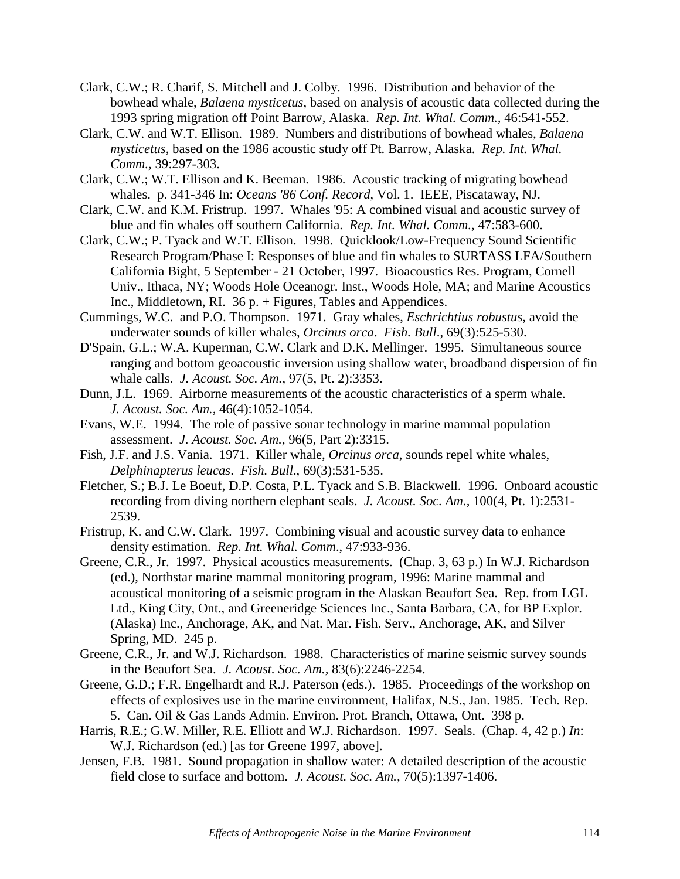Clark, C.W.; R. Charif, S. Mitchell and J. Colby. 1996. Distribution and behavior of the bowhead whale, *Balaena mysticetus*, based on analysis of acoustic data collected during the 1993 spring migration off Point Barrow, Alaska. *Rep. Int. Whal. Comm.*, 46:541-552.

Clark, C.W. and W.T. Ellison. 1989. Numbers and distributions of bowhead whales, *Balaena mysticetus*, based on the 1986 acoustic study off Pt. Barrow, Alaska. *Rep. Int. Whal. Comm.*, 39:297-303.

Clark, C.W.; W.T. Ellison and K. Beeman. 1986. Acoustic tracking of migrating bowhead whales. p. 341-346 In: *Oceans '86 Conf. Record*, Vol. 1. IEEE, Piscataway, NJ.

Clark, C.W. and K.M. Fristrup. 1997. Whales '95: A combined visual and acoustic survey of blue and fin whales off southern California. *Rep. Int. Whal. Comm.*, 47:583-600.

Clark, C.W.; P. Tyack and W.T. Ellison. 1998. Quicklook/Low-Frequency Sound Scientific Research Program/Phase I: Responses of blue and fin whales to SURTASS LFA/Southern California Bight, 5 September - 21 October, 1997. Bioacoustics Res. Program, Cornell Univ., Ithaca, NY; Woods Hole Oceanogr. Inst., Woods Hole, MA; and Marine Acoustics Inc., Middletown, RI. 36 p. + Figures, Tables and Appendices.

Cummings, W.C. and P.O. Thompson. 1971. Gray whales, *Eschrichtius robustus*, avoid the underwater sounds of killer whales, *Orcinus orca*. *Fish. Bull*., 69(3):525-530.

D'Spain, G.L.; W.A. Kuperman, C.W. Clark and D.K. Mellinger. 1995. Simultaneous source ranging and bottom geoacoustic inversion using shallow water, broadband dispersion of fin whale calls. *J. Acoust. Soc. Am.*, 97(5, Pt. 2):3353.

Dunn, J.L. 1969. Airborne measurements of the acoustic characteristics of a sperm whale. *J. Acoust. Soc. Am.*, 46(4):1052-1054.

Evans, W.E. 1994. The role of passive sonar technology in marine mammal population assessment. *J. Acoust. Soc. Am.*, 96(5, Part 2):3315.

Fish, J.F. and J.S. Vania. 1971. Killer whale, *Orcinus orca*, sounds repel white whales, *Delphinapterus leucas*. *Fish. Bull*., 69(3):531-535.

Fletcher, S.; B.J. Le Boeuf, D.P. Costa, P.L. Tyack and S.B. Blackwell. 1996. Onboard acoustic recording from diving northern elephant seals. *J. Acoust. Soc. Am.*, 100(4, Pt. 1):2531-2539.

Fristrup, K. and C.W. Clark. 1997. Combining visual and acoustic survey data to enhance density estimation. *Rep. Int. Whal. Comm*., 47:933-936.

Greene, C.R., Jr. 1997. Physical acoustics measurements. (Chap. 3, 63 p.) In W.J. Richardson (ed.), Northstar marine mammal monitoring program, 1996: Marine mammal and acoustical monitoring of a seismic program in the Alaskan Beaufort Sea. Rep. from LGL Ltd., King City, Ont., and Greeneridge Sciences Inc., Santa Barbara, CA, for BP Explor. (Alaska) Inc., Anchorage, AK, and Nat. Mar. Fish. Serv., Anchorage, AK, and Silver Spring, MD. 245 p.

Greene, C.R., Jr. and W.J. Richardson. 1988. Characteristics of marine seismic survey sounds in the Beaufort Sea. *J. Acoust. Soc. Am.*, 83(6):2246-2254.

Greene, G.D.; F.R. Engelhardt and R.J. Paterson (eds.). 1985. Proceedings of the workshop on effects of explosives use in the marine environment, Halifax, N.S., Jan. 1985. Tech. Rep. 5. Can. Oil & Gas Lands Admin. Environ. Prot. Branch, Ottawa, Ont. 398 p.

Harris, R.E.; G.W. Miller, R.E. Elliott and W.J. Richardson. 1997. Seals. (Chap. 4, 42 p.) *In*: W.J. Richardson (ed.) [as for Greene 1997, above].

Jensen, F.B. 1981. Sound propagation in shallow water: A detailed description of the acoustic field close to surface and bottom. *J. Acoust. Soc. Am.*, 70(5):1397-1406.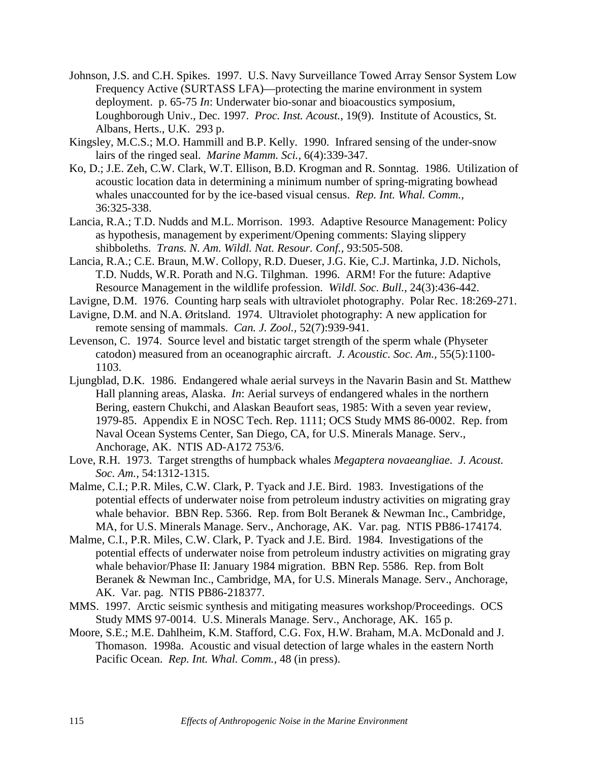Johnson, J.S. and C.H. Spikes. 1997. U.S. Navy Surveillance Towed Array Sensor System Low Frequency Active (SURTASS LFA)—protecting the marine environment in system deployment. p. 65-75 *In*: Underwater bio-sonar and bioacoustics symposium, Loughborough Univ., Dec. 1997. *Proc. Inst. Acoust.*, 19(9). Institute of Acoustics, St. Albans, Herts., U.K. 293 p.

Kingsley, M.C.S.; M.O. Hammill and B.P. Kelly. 1990. Infrared sensing of the under-snow lairs of the ringed seal. *Marine Mamm. Sci.*, 6(4):339-347.

Ko, D.; J.E. Zeh, C.W. Clark, W.T. Ellison, B.D. Krogman and R. Sonntag. 1986. Utilization of acoustic location data in determining a minimum number of spring-migrating bowhead whales unaccounted for by the ice-based visual census. *Rep. Int. Whal. Comm.*, 36:325-338.

Lancia, R.A.; T.D. Nudds and M.L. Morrison. 1993. Adaptive Resource Management: Policy as hypothesis, management by experiment/Opening comments: Slaying slippery shibboleths. *Trans. N. Am. Wildl. Nat. Resour. Conf.*, 93:505-508.

Lancia, R.A.; C.E. Braun, M.W. Collopy, R.D. Dueser, J.G. Kie, C.J. Martinka, J.D. Nichols, T.D. Nudds, W.R. Porath and N.G. Tilghman. 1996. ARM! For the future: Adaptive Resource Management in the wildlife profession. *Wildl. Soc. Bull.*, 24(3):436-442.

Lavigne, D.M. 1976. Counting harp seals with ultraviolet photography. Polar Rec. 18:269-271.

Lavigne, D.M. and N.A. Øritsland. 1974. Ultraviolet photography: A new application for remote sensing of mammals. *Can. J. Zool.*, 52(7):939-941.

Levenson, C. 1974. Source level and bistatic target strength of the sperm whale (Physeter catodon) measured from an oceanographic aircraft. *J. Acoustic. Soc. Am.*, 55(5):1100-1103.

Ljungblad, D.K. 1986. Endangered whale aerial surveys in the Navarin Basin and St. Matthew Hall planning areas, Alaska. *In*: Aerial surveys of endangered whales in the northern Bering, eastern Chukchi, and Alaskan Beaufort seas, 1985: With a seven year review, 1979-85. Appendix E in NOSC Tech. Rep. 1111; OCS Study MMS 86-0002. Rep. from Naval Ocean Systems Center, San Diego, CA, for U.S. Minerals Manage. Serv., Anchorage, AK. NTIS AD-A172 753/6.

Love, R.H. 1973. Target strengths of humpback whales *Megaptera novaeangliae*. *J. Acoust. Soc. Am.*, 54:1312-1315.

Malme, C.I.; P.R. Miles, C.W. Clark, P. Tyack and J.E. Bird. 1983. Investigations of the potential effects of underwater noise from petroleum industry activities on migrating gray whale behavior. BBN Rep. 5366. Rep. from Bolt Beranek & Newman Inc., Cambridge, MA, for U.S. Minerals Manage. Serv., Anchorage, AK. Var. pag. NTIS PB86-174174.

Malme, C.I., P.R. Miles, C.W. Clark, P. Tyack and J.E. Bird. 1984. Investigations of the potential effects of underwater noise from petroleum industry activities on migrating gray whale behavior/Phase II: January 1984 migration. BBN Rep. 5586. Rep. from Bolt Beranek & Newman Inc., Cambridge, MA, for U.S. Minerals Manage. Serv., Anchorage, AK. Var. pag. NTIS PB86-218377.

MMS. 1997. Arctic seismic synthesis and mitigating measures workshop/Proceedings. OCS Study MMS 97-0014. U.S. Minerals Manage. Serv., Anchorage, AK. 165 p.

Moore, S.E.; M.E. Dahlheim, K.M. Stafford, C.G. Fox, H.W. Braham, M.A. McDonald and J. Thomason. 1998a. Acoustic and visual detection of large whales in the eastern North Pacific Ocean. *Rep. Int. Whal. Comm.*, 48 (in press).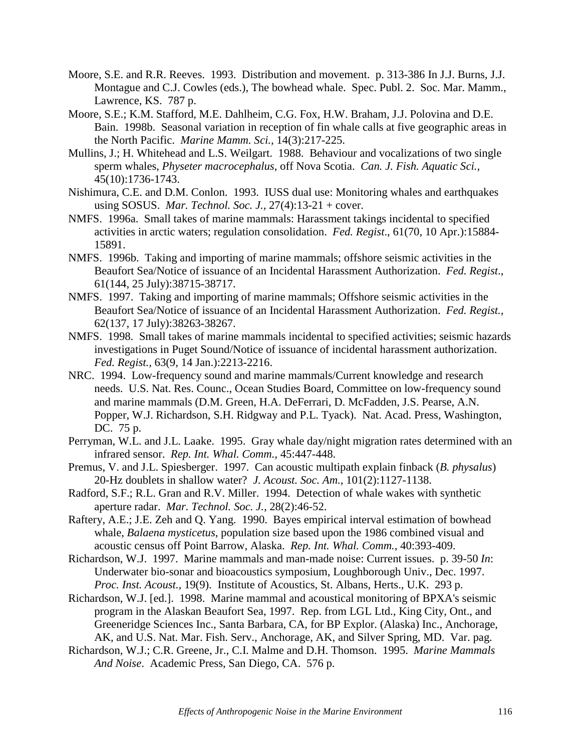Moore, S.E. and R.R. Reeves. 1993. Distribution and movement. p. 313-386 In J.J. Burns, J.J. Montague and C.J. Cowles (eds.), The bowhead whale. Spec. Publ. 2. Soc. Mar. Mamm., Lawrence, KS. 787 p.

Moore, S.E.; K.M. Stafford, M.E. Dahlheim, C.G. Fox, H.W. Braham, J.J. Polovina and D.E. Bain. 1998b. Seasonal variation in reception of fin whale calls at five geographic areas in the North Pacific. *Marine Mamm. Sci.*, 14(3):217-225.

Mullins, J.; H. Whitehead and L.S. Weilgart. 1988. Behaviour and vocalizations of two single sperm whales, *Physeter macrocephalus*, off Nova Scotia. *Can. J. Fish. Aquatic Sci.*, 45(10):1736-1743.

Nishimura, C.E. and D.M. Conlon. 1993. IUSS dual use: Monitoring whales and earthquakes using SOSUS. *Mar. Technol. Soc. J.*, 27(4):13-21 + cover.

NMFS. 1996a. Small takes of marine mammals: Harassment takings incidental to specified activities in arctic waters; regulation consolidation. *Fed. Regist*., 61(70, 10 Apr.):15884-15891.

NMFS. 1996b. Taking and importing of marine mammals; offshore seismic activities in the Beaufort Sea/Notice of issuance of an Incidental Harassment Authorization. *Fed. Regist*., 61(144, 25 July):38715-38717.

NMFS. 1997. Taking and importing of marine mammals; Offshore seismic activities in the Beaufort Sea/Notice of issuance of an Incidental Harassment Authorization. *Fed. Regist.*, 62(137, 17 July):38263-38267.

NMFS. 1998. Small takes of marine mammals incidental to specified activities; seismic hazards investigations in Puget Sound/Notice of issuance of incidental harassment authorization. *Fed. Regist.*, 63(9, 14 Jan.):2213-2216.

NRC. 1994. Low-frequency sound and marine mammals/Current knowledge and research needs. U.S. Nat. Res. Counc., Ocean Studies Board, Committee on low-frequency sound and marine mammals (D.M. Green, H.A. DeFerrari, D. McFadden, J.S. Pearse, A.N. Popper, W.J. Richardson, S.H. Ridgway and P.L. Tyack). Nat. Acad. Press, Washington, DC. 75 p.

Perryman, W.L. and J.L. Laake. 1995. Gray whale day/night migration rates determined with an infrared sensor. *Rep. Int. Whal. Comm.*, 45:447-448.

Premus, V. and J.L. Spiesberger. 1997. Can acoustic multipath explain finback (*B. physalus*) 20-Hz doublets in shallow water? *J. Acoust. Soc. Am.*, 101(2):1127-1138.

Radford, S.F.; R.L. Gran and R.V. Miller. 1994. Detection of whale wakes with synthetic aperture radar. *Mar. Technol. Soc. J.*, 28(2):46-52.

Raftery, A.E.; J.E. Zeh and Q. Yang. 1990. Bayes empirical interval estimation of bowhead whale, *Balaena mysticetus*, population size based upon the 1986 combined visual and acoustic census off Point Barrow, Alaska. *Rep. Int. Whal. Comm.*, 40:393-409.

Richardson, W.J. 1997. Marine mammals and man-made noise: Current issues. p. 39-50 *In*: Underwater bio-sonar and bioacoustics symposium, Loughborough Univ., Dec. 1997. *Proc. Inst. Acoust.*, 19(9). Institute of Acoustics, St. Albans, Herts., U.K. 293 p.

Richardson, W.J. [ed.]. 1998. Marine mammal and acoustical monitoring of BPXA's seismic program in the Alaskan Beaufort Sea, 1997. Rep. from LGL Ltd., King City, Ont., and Greeneridge Sciences Inc., Santa Barbara, CA, for BP Explor. (Alaska) Inc., Anchorage, AK, and U.S. Nat. Mar. Fish. Serv., Anchorage, AK, and Silver Spring, MD. Var. pag.

Richardson, W.J.; C.R. Greene, Jr., C.I. Malme and D.H. Thomson. 1995. *Marine Mammals And Noise*. Academic Press, San Diego, CA. 576 p.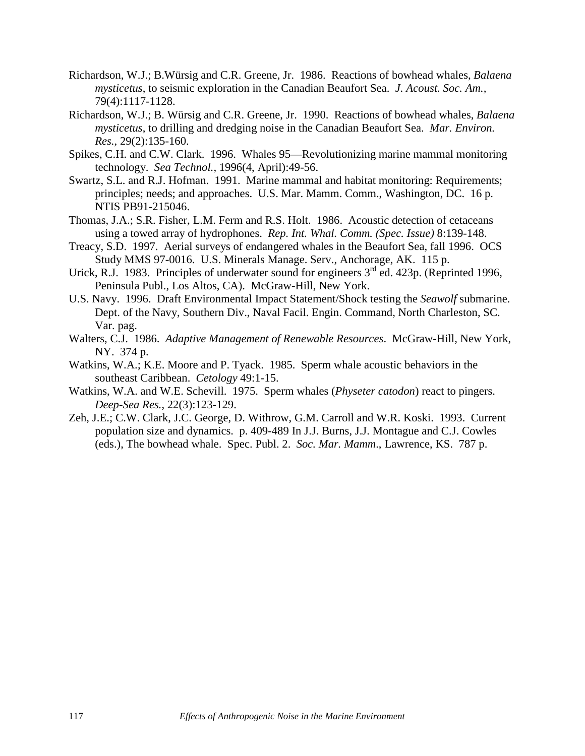Richardson, W.J.; B.Würsig and C.R. Greene, Jr. 1986. Reactions of bowhead whales, *Balaena mysticetus*, to seismic exploration in the Canadian Beaufort Sea. *J. Acoust. Soc. Am.*, 79(4):1117-1128.

Richardson, W.J.; B. Würsig and C.R. Greene, Jr. 1990. Reactions of bowhead whales, *Balaena mysticetus*, to drilling and dredging noise in the Canadian Beaufort Sea. *Mar. Environ. Res.*, 29(2):135-160.

Spikes, C.H. and C.W. Clark. 1996. Whales 95—Revolutionizing marine mammal monitoring technology. *Sea Technol.*, 1996(4, April):49-56.

Swartz, S.L. and R.J. Hofman. 1991. Marine mammal and habitat monitoring: Requirements; principles; needs; and approaches. U.S. Mar. Mamm. Comm., Washington, DC. 16 p. NTIS PB91-215046.

Thomas, J.A.; S.R. Fisher, L.M. Ferm and R.S. Holt. 1986. Acoustic detection of cetaceans using a towed array of hydrophones. *Rep. Int. Whal. Comm. (Spec. Issue)* 8:139-148.

Treacy, S.D. 1997. Aerial surveys of endangered whales in the Beaufort Sea, fall 1996. OCS Study MMS 97-0016. U.S. Minerals Manage. Serv., Anchorage, AK. 115 p.

Urick, R.J. 1983. Principles of underwater sound for engineers 3rd ed. 423p. (Reprinted 1996, Peninsula Publ., Los Altos, CA). McGraw-Hill, New York.

U.S. Navy. 1996. Draft Environmental Impact Statement/Shock testing the *Seawolf* submarine. Dept. of the Navy, Southern Div., Naval Facil. Engin. Command, North Charleston, SC. Var. pag.

Walters, C.J. 1986. *Adaptive Management of Renewable Resources*. McGraw-Hill, New York, NY. 374 p.

Watkins, W.A.; K.E. Moore and P. Tyack. 1985. Sperm whale acoustic behaviors in the southeast Caribbean. *Cetology* 49:1-15.

Watkins, W.A. and W.E. Schevill. 1975. Sperm whales (*Physeter catodon*) react to pingers. *Deep-Sea Res.*, 22(3):123-129.

Zeh, J.E.; C.W. Clark, J.C. George, D. Withrow, G.M. Carroll and W.R. Koski. 1993. Current population size and dynamics. p. 409-489 In J.J. Burns, J.J. Montague and C.J. Cowles (eds.), The bowhead whale. Spec. Publ. 2. *Soc. Mar. Mamm*., Lawrence, KS. 787 p.